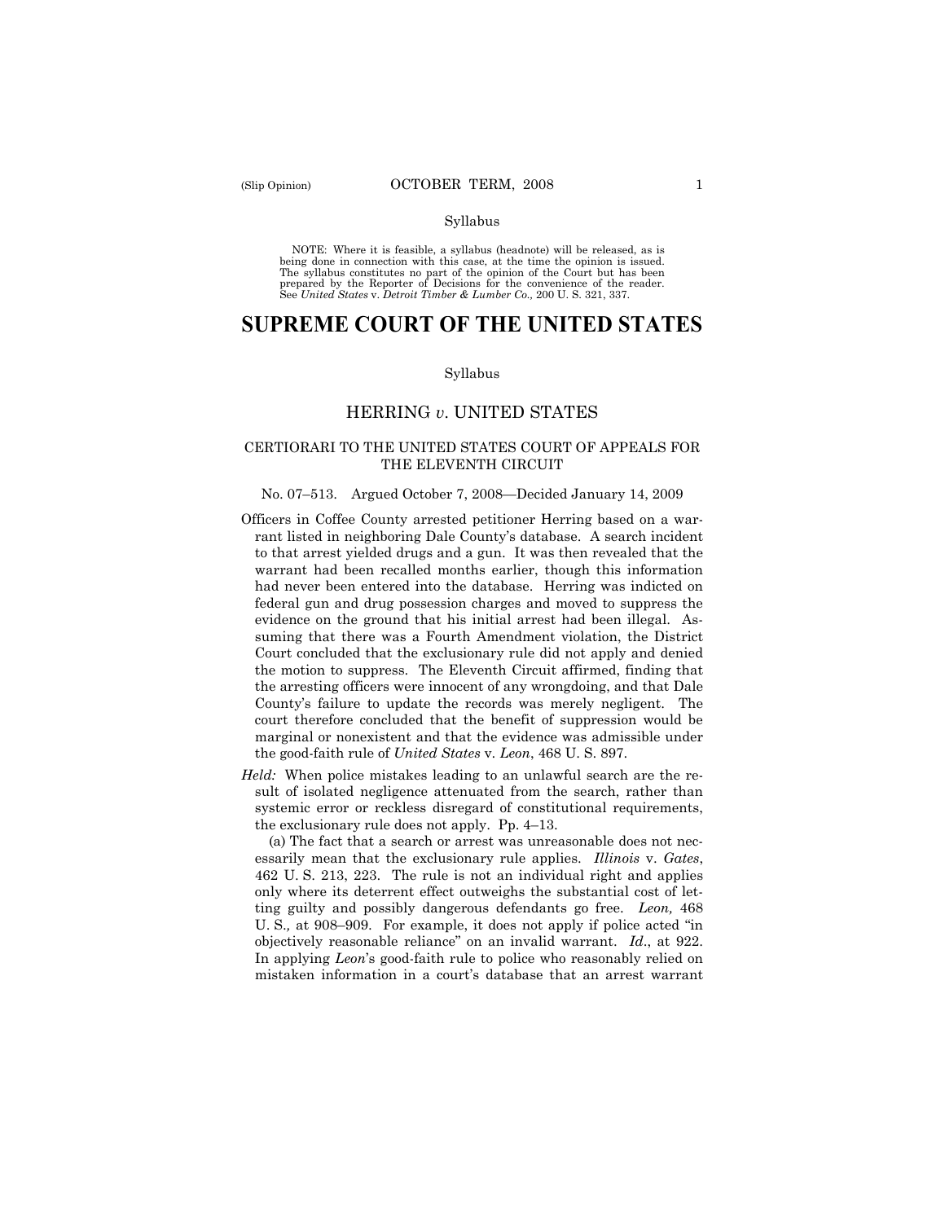Syllabus

NOTE: Where it is feasible, a syllabus (headnote) will be released, as is being done in connection with this case, at the time the opinion is issued. The syllabus constitutes no part of the opinion of the Court but has been prepared by the Reporter of Decisions for the convenience of the reader. See *United States* v. *Detroit Timber & Lumber Co.,* 200 U. S. 321, 337.

# SUPREME COURT OF THE UNITED STATES

Syllabus

## HERRING *v*. UNITED STATES

### CERTIORARI TO THE UNITED STATES COURT OF APPEALS FOR THE ELEVENTH CIRCUIT

No. 07–513. Argued October 7, 2008—Decided January 14, 2009

Officers in Coffee County arrested petitioner Herring based on a warrant listed in neighboring Dale County's database. A search incident to that arrest yielded drugs and a gun. It was then revealed that the warrant had been recalled months earlier, though this information had never been entered into the database. Herring was indicted on federal gun and drug possession charges and moved to suppress the evidence on the ground that his initial arrest had been illegal. Assuming that there was a Fourth Amendment violation, the District Court concluded that the exclusionary rule did not apply and denied the motion to suppress. The Eleventh Circuit affirmed, finding that the arresting officers were innocent of any wrongdoing, and that Dale County's failure to update the records was merely negligent. The court therefore concluded that the benefit of suppression would be marginal or nonexistent and that the evidence was admissible under the good-faith rule of *United States* v. *Leon*, 468 U. S. 897.

*Held:* When police mistakes leading to an unlawful search are the result of isolated negligence attenuated from the search, rather than systemic error or reckless disregard of constitutional requirements, the exclusionary rule does not apply. Pp. 4–13.

(a) The fact that a search or arrest was unreasonable does not necessarily mean that the exclusionary rule applies. *Illinois* v. *Gates*, 462 U. S. 213, 223. The rule is not an individual right and applies only where its deterrent effect outweighs the substantial cost of letting guilty and possibly dangerous defendants go free. *Leon,* 468 U. S.*,* at 908–909. For example, it does not apply if police acted "in objectively reasonable reliance" on an invalid warrant. *Id*., at 922. In applying *Leon*'s good-faith rule to police who reasonably relied on mistaken information in a court's database that an arrest warrant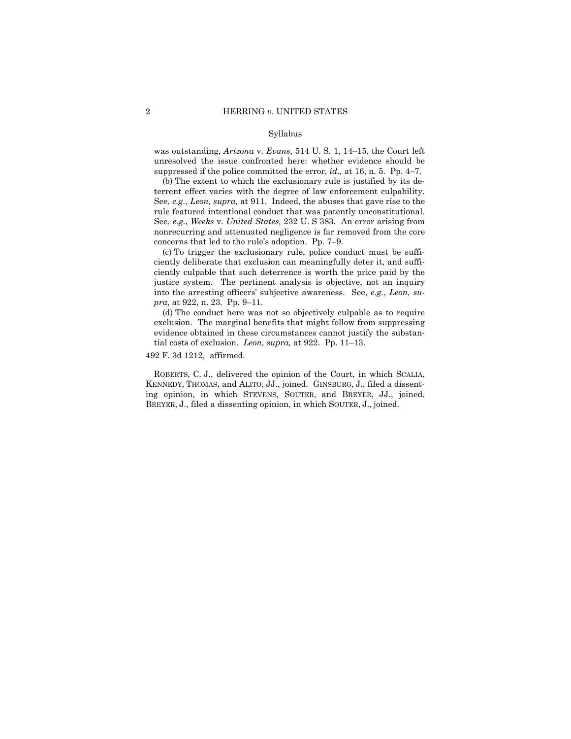Syllabus

was outstanding, *Arizona* v. *Evans*, 514 U. S. 1, 14–15, the Court left unresolved the issue confronted here: whether evidence should be suppressed if the police committed the error, *id.,* at 16, n. 5. Pp. 4–7.

(b) The extent to which the exclusionary rule is justified by its deterrent effect varies with the degree of law enforcement culpability. See, *e.g.*, *Leon, supra,* at 911. Indeed, the abuses that gave rise to the rule featured intentional conduct that was patently unconstitutional. See, *e.g.*, *Weeks* v. *United States,* 232 U. S 383. An error arising from nonrecurring and attenuated negligence is far removed from the core concerns that led to the rule's adoption. Pp. 7–9.

(c) To trigger the exclusionary rule, police conduct must be sufficiently deliberate that exclusion can meaningfully deter it, and sufficiently culpable that such deterrence is worth the price paid by the justice system. The pertinent analysis is objective, not an inquiry into the arresting officers' subjective awareness. See, *e.g.*, *Leon, supra,* at 922, n. 23. Pp. 9–11.

(d) The conduct here was not so objectively culpable as to require exclusion. The marginal benefits that might follow from suppressing evidence obtained in these circumstances cannot justify the substantial costs of exclusion. *Leon, supra,* at 922. Pp. 11–13.

492 F. 3d 1212, affirmed.

ROBERTS, C. J., delivered the opinion of the Court, in which SCALIA, KENNEDY, THOMAS, and ALITO, JJ., joined. GINSBURG, J., filed a dissenting opinion, in which STEVENS, SOUTER, and BREYER, JJ., joined. BREYER, J., filed a dissenting opinion, in which SOUTER, J., joined.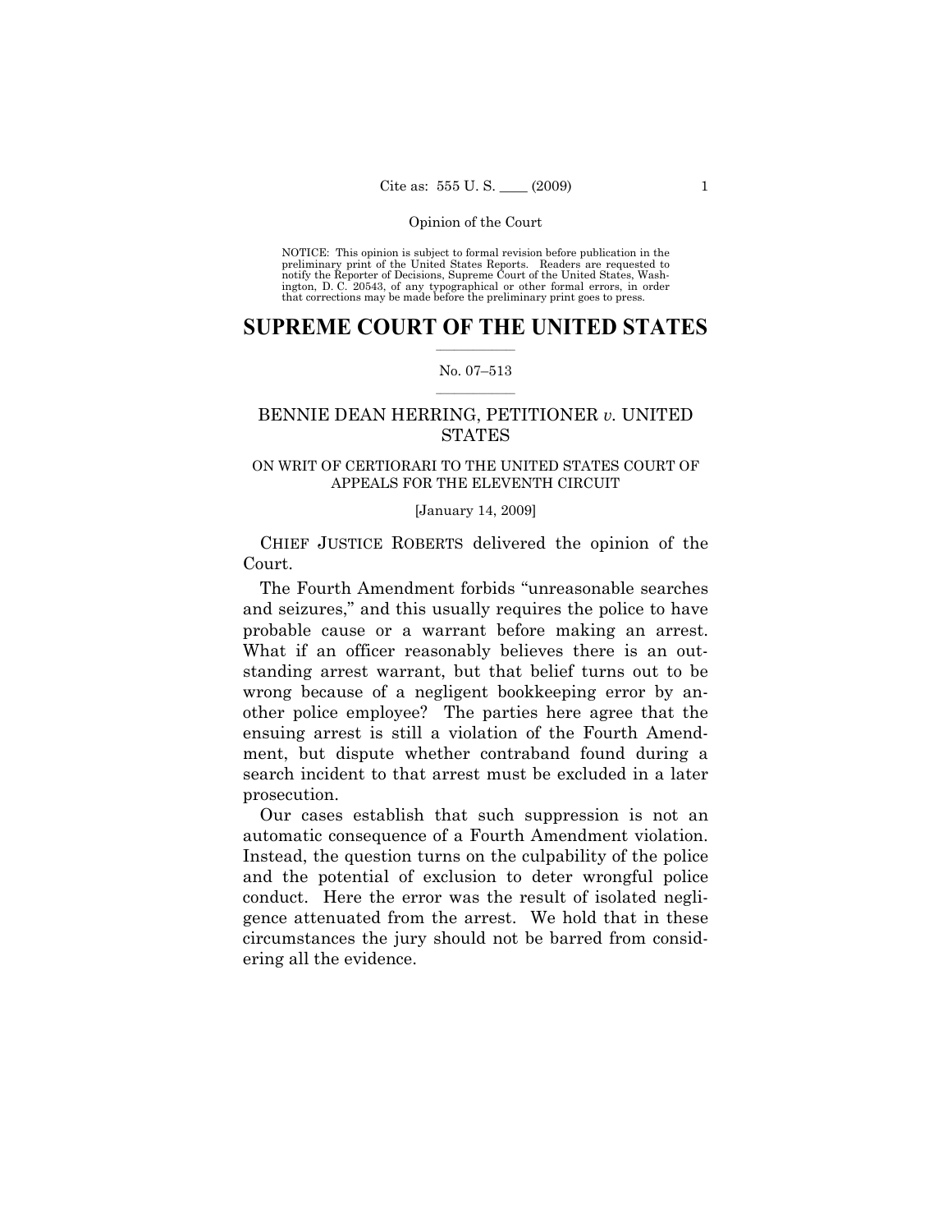Opinion of the Court

NOTICE: This opinion is subject to formal revision before publication in the preliminary print of the United States Reports. Readers are requested to notify the Reporter of Decisions, Supreme Court of the United States, Washington, D. C. 20543, of any typographical or other formal errors, in order that corrections may be made before the preliminary print goes to press.

# SUPREME COURT OF THE UNITED STATES

No. 07–513

## BENNIE DEAN HERRING, PETITIONER *v.* UNITED STATES

ON WRIT OF CERTIORARI TO THE UNITED STATES COURT OF APPEALS FOR THE ELEVENTH CIRCUIT

[January 14, 2009]

CHIEF JUSTICE ROBERTS delivered the opinion of the Court.

The Fourth Amendment forbids "unreasonable searches and seizures," and this usually requires the police to have probable cause or a warrant before making an arrest. What if an officer reasonably believes there is an outstanding arrest warrant, but that belief turns out to be wrong because of a negligent bookkeeping error by another police employee? The parties here agree that the ensuing arrest is still a violation of the Fourth Amendment, but dispute whether contraband found during a search incident to that arrest must be excluded in a later prosecution.

Our cases establish that such suppression is not an automatic consequence of a Fourth Amendment violation. Instead, the question turns on the culpability of the police and the potential of exclusion to deter wrongful police conduct. Here the error was the result of isolated negligence attenuated from the arrest. We hold that in these circumstances the jury should not be barred from considering all the evidence.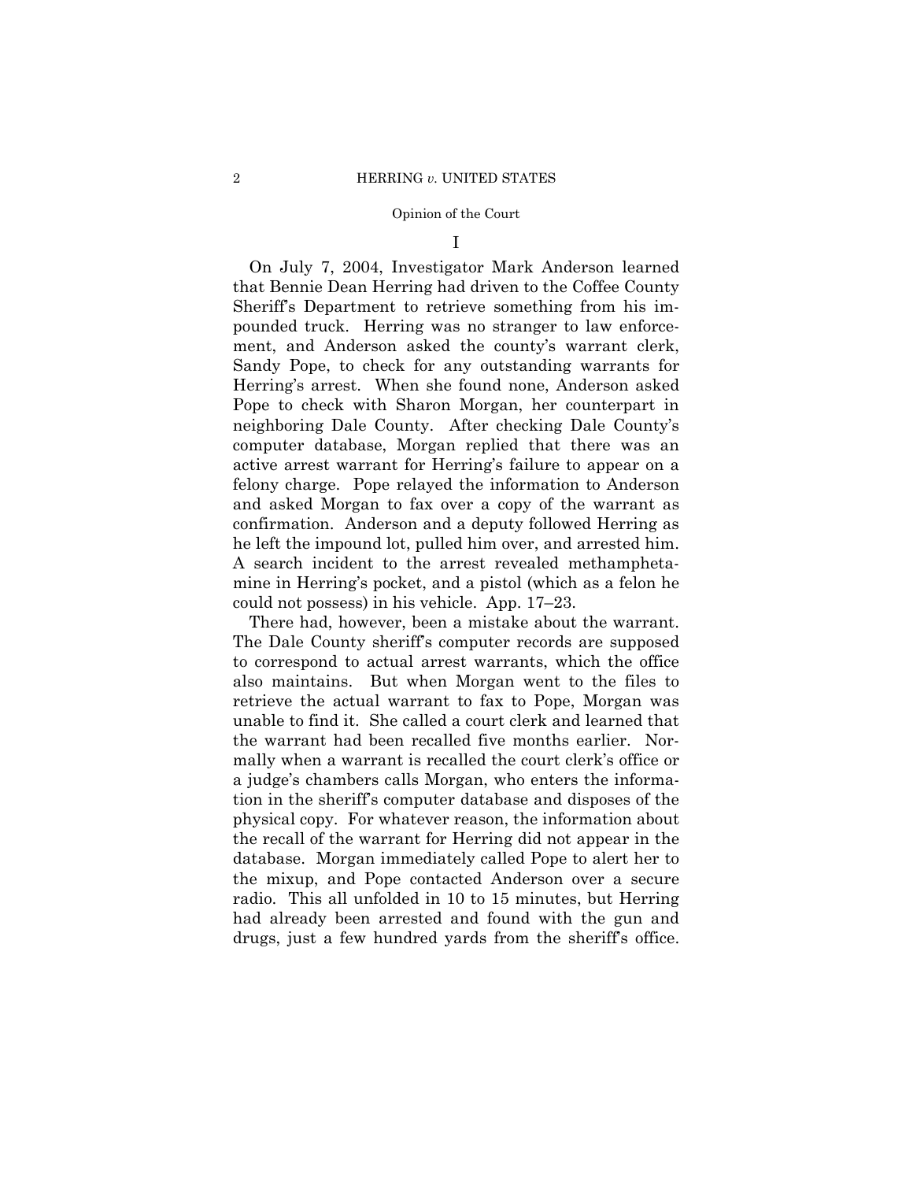I

On July 7, 2004, Investigator Mark Anderson learned that Bennie Dean Herring had driven to the Coffee County Sheriff's Department to retrieve something from his impounded truck. Herring was no stranger to law enforcement, and Anderson asked the county's warrant clerk, Sandy Pope, to check for any outstanding warrants for Herring's arrest. When she found none, Anderson asked Pope to check with Sharon Morgan, her counterpart in neighboring Dale County. After checking Dale County's computer database, Morgan replied that there was an active arrest warrant for Herring's failure to appear on a felony charge. Pope relayed the information to Anderson and asked Morgan to fax over a copy of the warrant as confirmation. Anderson and a deputy followed Herring as he left the impound lot, pulled him over, and arrested him. A search incident to the arrest revealed methamphetamine in Herring's pocket, and a pistol (which as a felon he could not possess) in his vehicle. App. 17–23.

There had, however, been a mistake about the warrant. The Dale County sheriff's computer records are supposed to correspond to actual arrest warrants, which the office also maintains. But when Morgan went to the files to retrieve the actual warrant to fax to Pope, Morgan was unable to find it. She called a court clerk and learned that the warrant had been recalled five months earlier. Normally when a warrant is recalled the court clerk's office or a judge's chambers calls Morgan, who enters the information in the sheriff's computer database and disposes of the physical copy. For whatever reason, the information about the recall of the warrant for Herring did not appear in the database. Morgan immediately called Pope to alert her to the mixup, and Pope contacted Anderson over a secure radio. This all unfolded in 10 to 15 minutes, but Herring had already been arrested and found with the gun and drugs, just a few hundred yards from the sheriff's office.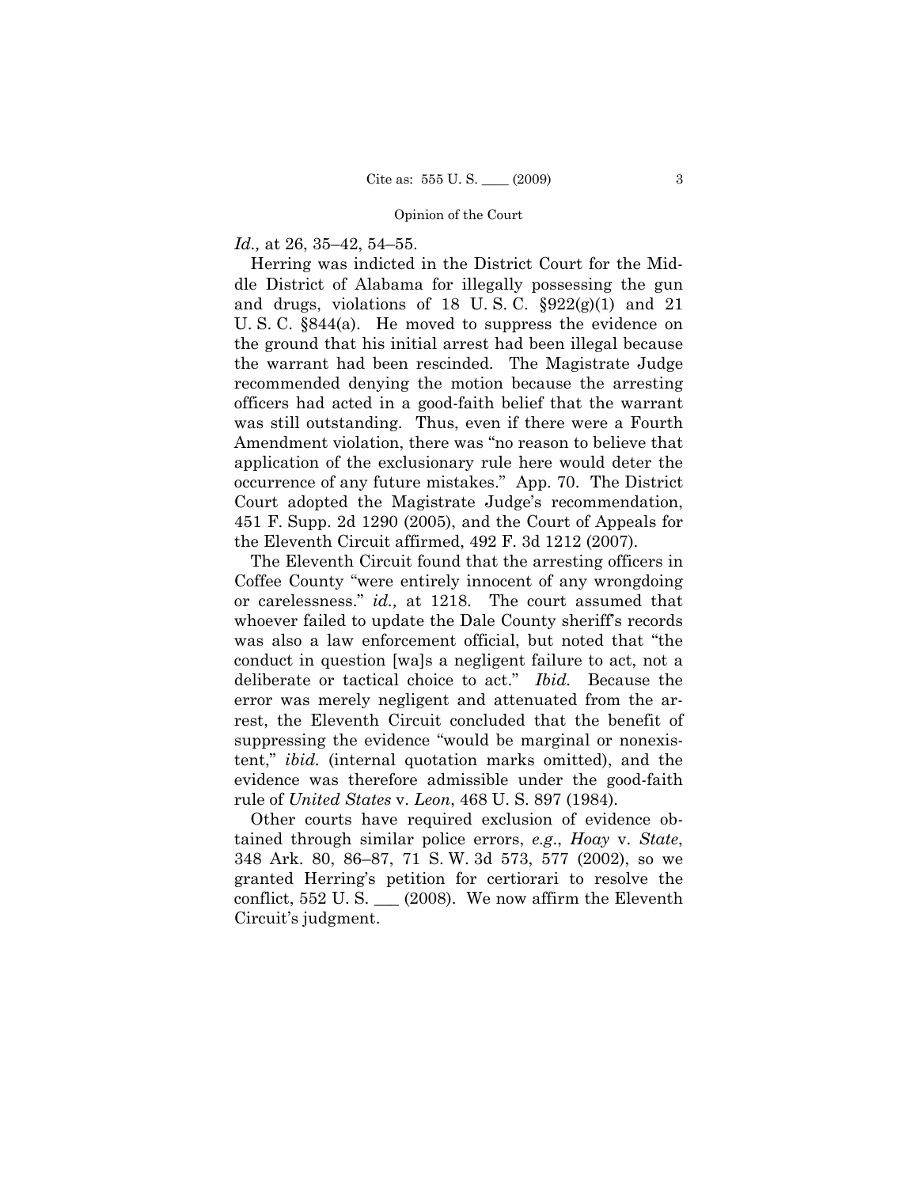*Id.,* at 26, 35–42, 54–55.

Herring was indicted in the District Court for the Middle District of Alabama for illegally possessing the gun and drugs, violations of 18 U. S. C. §922(g)(1) and 21 U. S. C. §844(a). He moved to suppress the evidence on the ground that his initial arrest had been illegal because the warrant had been rescinded. The Magistrate Judge recommended denying the motion because the arresting officers had acted in a good-faith belief that the warrant was still outstanding. Thus, even if there were a Fourth Amendment violation, there was "no reason to believe that application of the exclusionary rule here would deter the occurrence of any future mistakes." App. 70. The District Court adopted the Magistrate Judge's recommendation, 451 F. Supp. 2d 1290 (2005), and the Court of Appeals for the Eleventh Circuit affirmed, 492 F. 3d 1212 (2007).

The Eleventh Circuit found that the arresting officers in Coffee County "were entirely innocent of any wrongdoing or carelessness." *id.,* at 1218. The court assumed that whoever failed to update the Dale County sheriff's records was also a law enforcement official, but noted that "the conduct in question [wa]s a negligent failure to act, not a deliberate or tactical choice to act." *Ibid.* Because the error was merely negligent and attenuated from the arrest, the Eleventh Circuit concluded that the benefit of suppressing the evidence "would be marginal or nonexistent," *ibid.* (internal quotation marks omitted), and the evidence was therefore admissible under the good-faith rule of *United States* v. *Leon*, 468 U. S. 897 (1984).

Other courts have required exclusion of evidence obtained through similar police errors, *e.g.*, *Hoay* v. *State*, 348 Ark. 80, 86–87, 71 S. W. 3d 573, 577 (2002), so we granted Herring's petition for certiorari to resolve the conflict, 552 U. S. ___ (2008). We now affirm the Eleventh Circuit's judgment.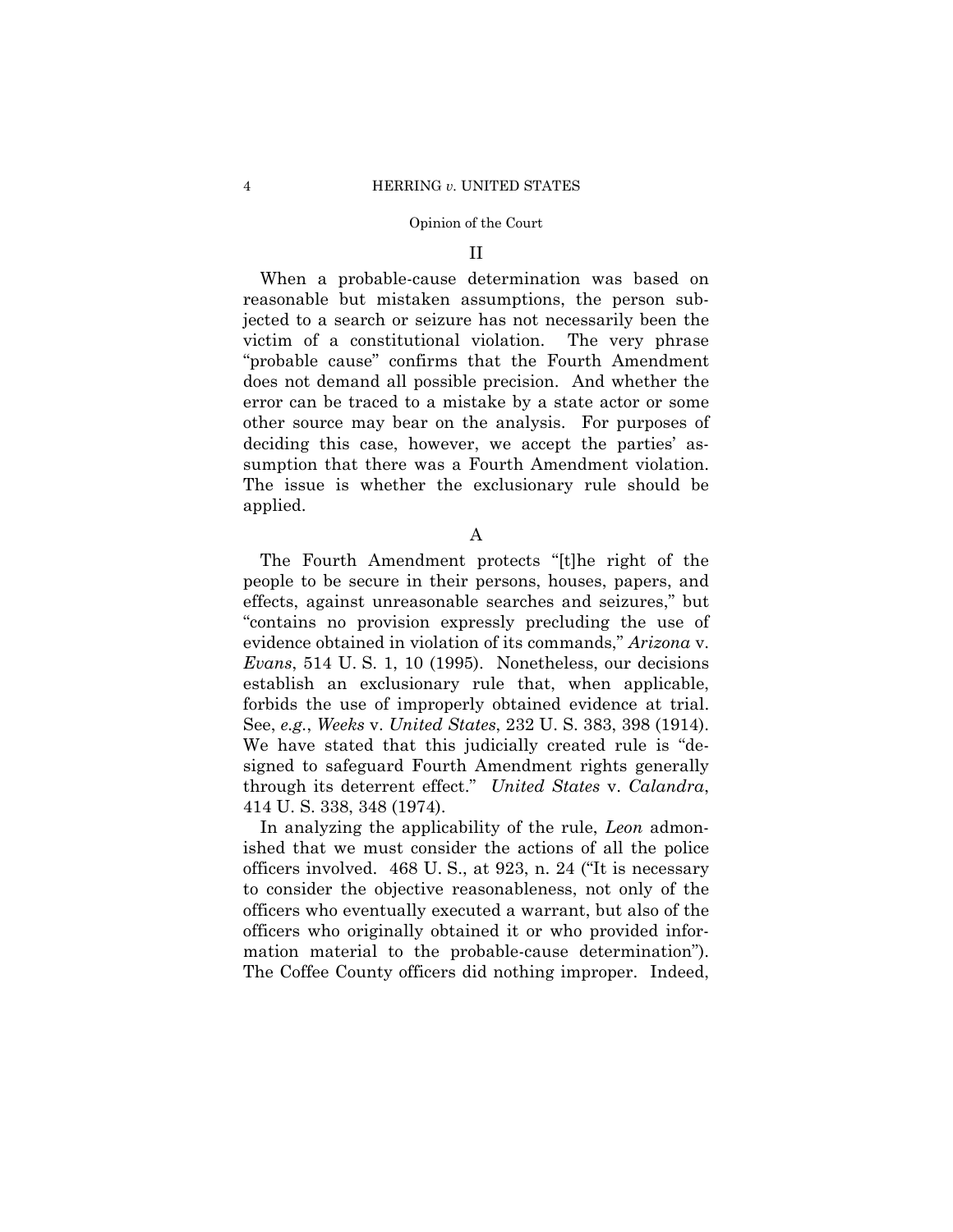## II

When a probable-cause determination was based on reasonable but mistaken assumptions, the person subjected to a search or seizure has not necessarily been the victim of a constitutional violation. The very phrase "probable cause" confirms that the Fourth Amendment does not demand all possible precision. And whether the error can be traced to a mistake by a state actor or some other source may bear on the analysis. For purposes of deciding this case, however, we accept the parties' assumption that there was a Fourth Amendment violation. The issue is whether the exclusionary rule should be applied.

### A

The Fourth Amendment protects "[t]he right of the people to be secure in their persons, houses, papers, and effects, against unreasonable searches and seizures," but "contains no provision expressly precluding the use of evidence obtained in violation of its commands," *Arizona* v. *Evans*, 514 U. S. 1, 10 (1995). Nonetheless, our decisions establish an exclusionary rule that, when applicable, forbids the use of improperly obtained evidence at trial. See, *e.g.*, *Weeks* v. *United States*, 232 U. S. 383, 398 (1914). We have stated that this judicially created rule is "designed to safeguard Fourth Amendment rights generally through its deterrent effect." *United States* v. *Calandra*, 414 U. S. 338, 348 (1974).

In analyzing the applicability of the rule, *Leon* admonished that we must consider the actions of all the police officers involved. 468 U. S., at 923, n. 24 ("It is necessary to consider the objective reasonableness, not only of the officers who eventually executed a warrant, but also of the officers who originally obtained it or who provided information material to the probable-cause determination"). The Coffee County officers did nothing improper. Indeed,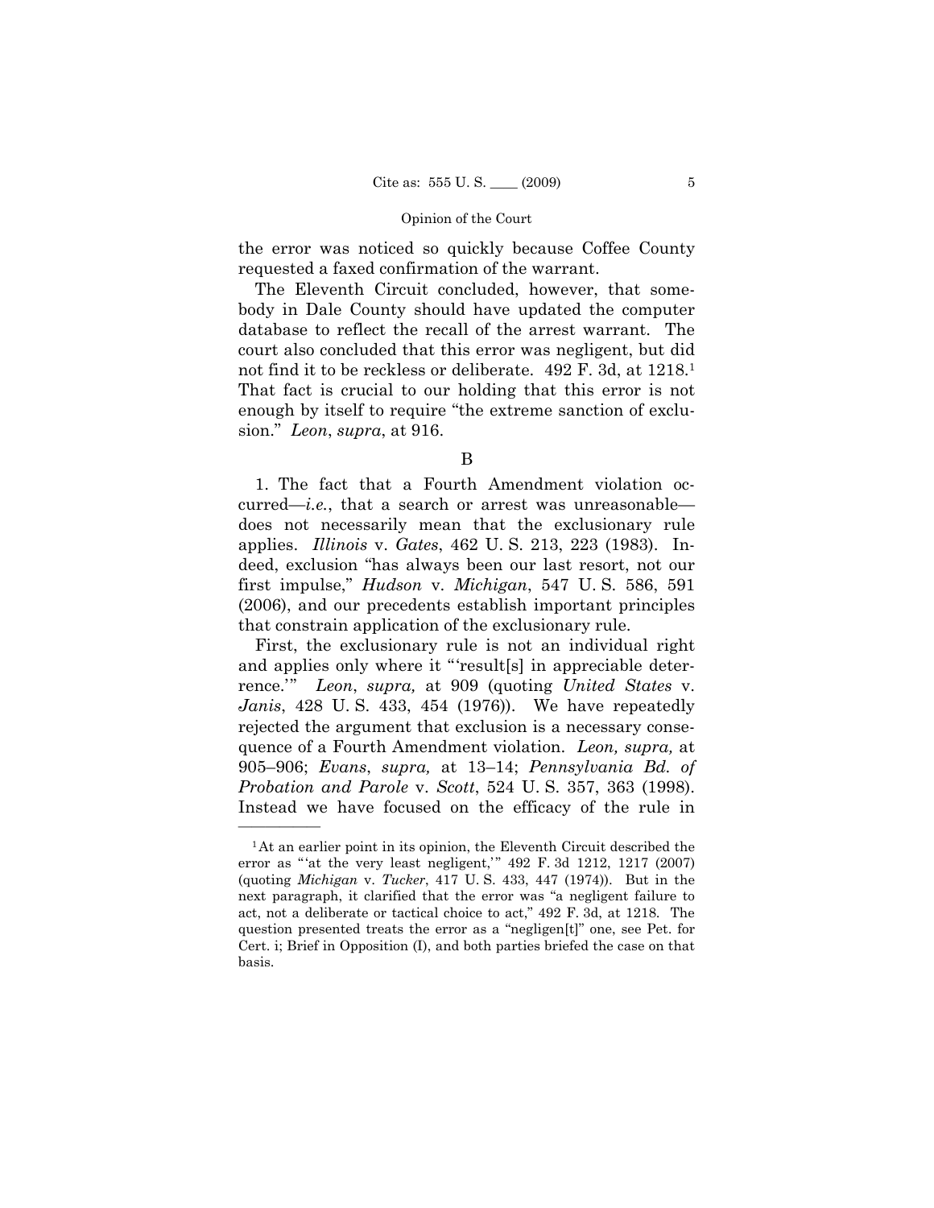the error was noticed so quickly because Coffee County requested a faxed confirmation of the warrant.

The Eleventh Circuit concluded, however, that somebody in Dale County should have updated the computer database to reflect the recall of the arrest warrant. The court also concluded that this error was negligent, but did not find it to be reckless or deliberate. 492 F. 3d, at 1218.[1] That fact is crucial to our holding that this error is not enough by itself to require "the extreme sanction of exclusion." *Leon*, *supra*, at 916.

B

1. The fact that a Fourth Amendment violation occurred—*i.e.*, that a search or arrest was unreasonable—does not necessarily mean that the exclusionary rule applies. *Illinois* v. *Gates*, 462 U. S. 213, 223 (1983). Indeed, exclusion "has always been our last resort, not our first impulse," *Hudson* v. *Michigan*, 547 U. S. 586, 591 (2006), and our precedents establish important principles that constrain application of the exclusionary rule.

First, the exclusionary rule is not an individual right and applies only where it "'result[s] in appreciable deterrence.'" *Leon*, *supra,* at 909 (quoting *United States* v. *Janis*, 428 U. S. 433, 454 (1976)). We have repeatedly rejected the argument that exclusion is a necessary consequence of a Fourth Amendment violation. *Leon, supra,* at 905–906; *Evans*, *supra,* at 13–14; *Pennsylvania Bd. of Probation and Parole* v. *Scott*, 524 U. S. 357, 363 (1998). Instead we have focused on the efficacy of the rule in

---

[1] At an earlier point in its opinion, the Eleventh Circuit described the error as "'at the very least negligent,'" 492 F. 3d 1212, 1217 (2007) (quoting *Michigan* v. *Tucker*, 417 U. S. 433, 447 (1974)). But in the next paragraph, it clarified that the error was "a negligent failure to act, not a deliberate or tactical choice to act," 492 F. 3d, at 1218. The question presented treats the error as a "negligen[t]" one, see Pet. for Cert. i; Brief in Opposition (I), and both parties briefed the case on that basis.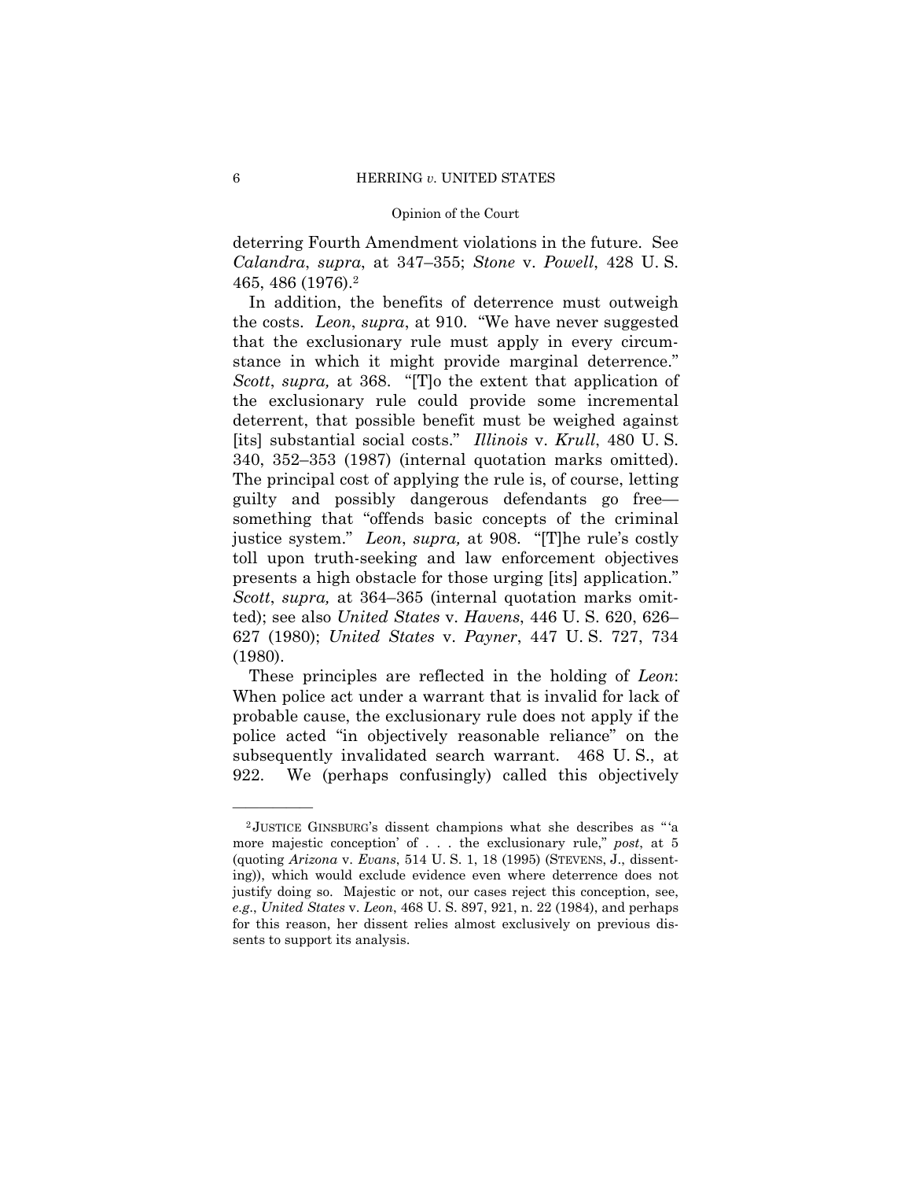deterring Fourth Amendment violations in the future. See *Calandra*, *supra*, at 347–355; *Stone* v. *Powell*, 428 U. S. 465, 486 (1976).[2]

In addition, the benefits of deterrence must outweigh the costs. *Leon*, *supra*, at 910. "We have never suggested that the exclusionary rule must apply in every circumstance in which it might provide marginal deterrence." *Scott*, *supra,* at 368. "[T]o the extent that application of the exclusionary rule could provide some incremental deterrent, that possible benefit must be weighed against [its] substantial social costs." *Illinois* v. *Krull*, 480 U. S. 340, 352–353 (1987) (internal quotation marks omitted). The principal cost of applying the rule is, of course, letting guilty and possibly dangerous defendants go free—something that "offends basic concepts of the criminal justice system." *Leon*, *supra,* at 908. "[T]he rule's costly toll upon truth-seeking and law enforcement objectives presents a high obstacle for those urging [its] application." *Scott*, *supra,* at 364–365 (internal quotation marks omitted); see also *United States* v. *Havens*, 446 U. S. 620, 626–627 (1980); *United States* v. *Payner*, 447 U. S. 727, 734 (1980).

These principles are reflected in the holding of *Leon*: When police act under a warrant that is invalid for lack of probable cause, the exclusionary rule does not apply if the police acted "in objectively reasonable reliance" on the subsequently invalidated search warrant. 468 U. S., at 922. We (perhaps confusingly) called this objectively

---

[2] JUSTICE GINSBURG's dissent champions what she describes as "'a more majestic conception' of . . . the exclusionary rule," *post*, at 5 (quoting *Arizona* v. *Evans*, 514 U. S. 1, 18 (1995) (STEVENS, J., dissenting)), which would exclude evidence even where deterrence does not justify doing so. Majestic or not, our cases reject this conception, see, *e.g*., *United States* v. *Leon*, 468 U. S. 897, 921, n. 22 (1984), and perhaps for this reason, her dissent relies almost exclusively on previous dissents to support its analysis.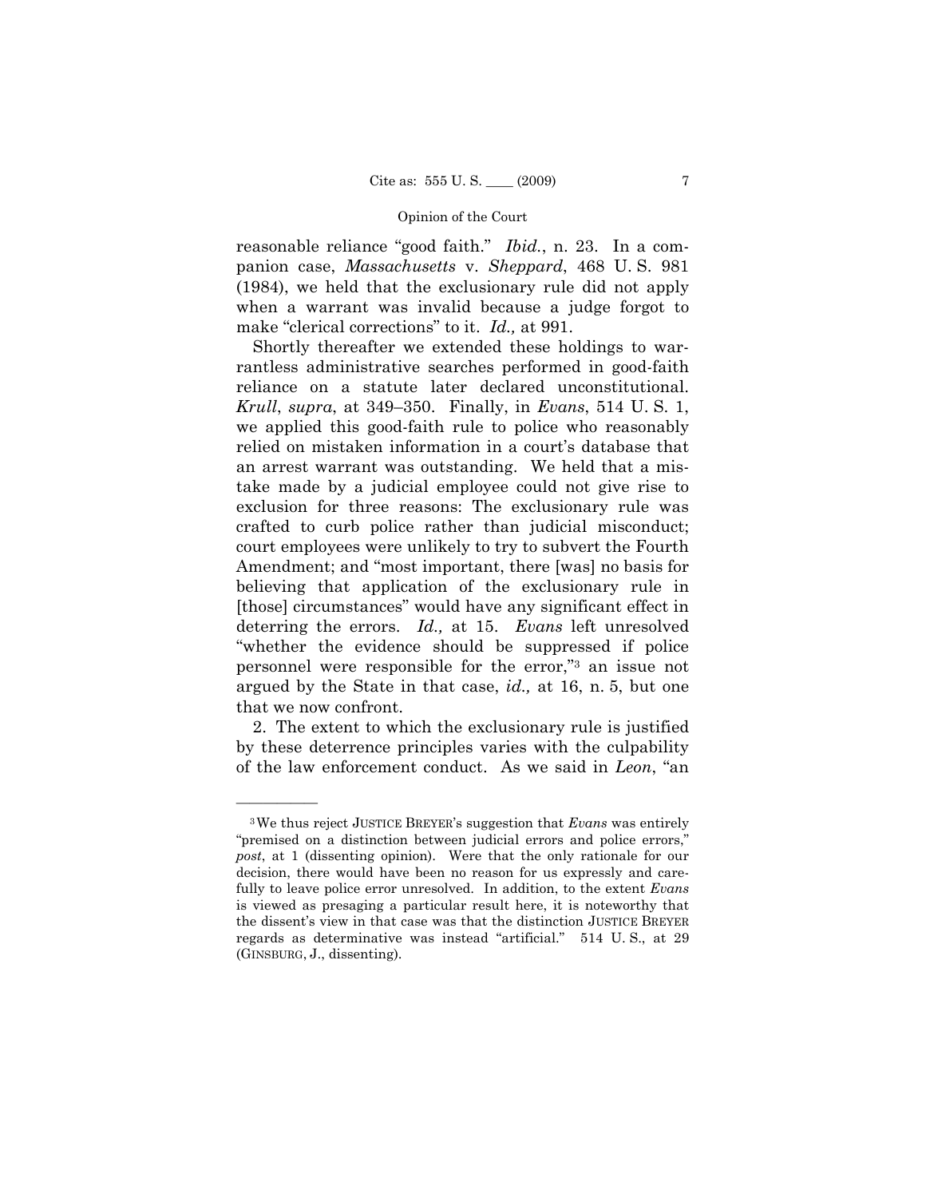reasonable reliance "good faith." *Ibid.*, n. 23. In a companion case, *Massachusetts* v. *Sheppard*, 468 U. S. 981 (1984), we held that the exclusionary rule did not apply when a warrant was invalid because a judge forgot to make "clerical corrections" to it. *Id.,* at 991.

Shortly thereafter we extended these holdings to warrantless administrative searches performed in good-faith reliance on a statute later declared unconstitutional. *Krull*, *supra*, at 349–350. Finally, in *Evans*, 514 U. S. 1, we applied this good-faith rule to police who reasonably relied on mistaken information in a court's database that an arrest warrant was outstanding. We held that a mistake made by a judicial employee could not give rise to exclusion for three reasons: The exclusionary rule was crafted to curb police rather than judicial misconduct; court employees were unlikely to try to subvert the Fourth Amendment; and "most important, there [was] no basis for believing that application of the exclusionary rule in [those] circumstances" would have any significant effect in deterring the errors. *Id.,* at 15. *Evans* left unresolved "whether the evidence should be suppressed if police personnel were responsible for the error,"[3] an issue not argued by the State in that case, *id.,* at 16, n. 5, but one that we now confront.

2. The extent to which the exclusionary rule is justified by these deterrence principles varies with the culpability of the law enforcement conduct. As we said in *Leon*, "an

---

[3] We thus reject JUSTICE BREYER's suggestion that *Evans* was entirely "premised on a distinction between judicial errors and police errors," *post*, at 1 (dissenting opinion). Were that the only rationale for our decision, there would have been no reason for us expressly and carefully to leave police error unresolved. In addition, to the extent *Evans* is viewed as presaging a particular result here, it is noteworthy that the dissent's view in that case was that the distinction JUSTICE BREYER regards as determinative was instead "artificial." 514 U. S., at 29 (GINSBURG, J., dissenting).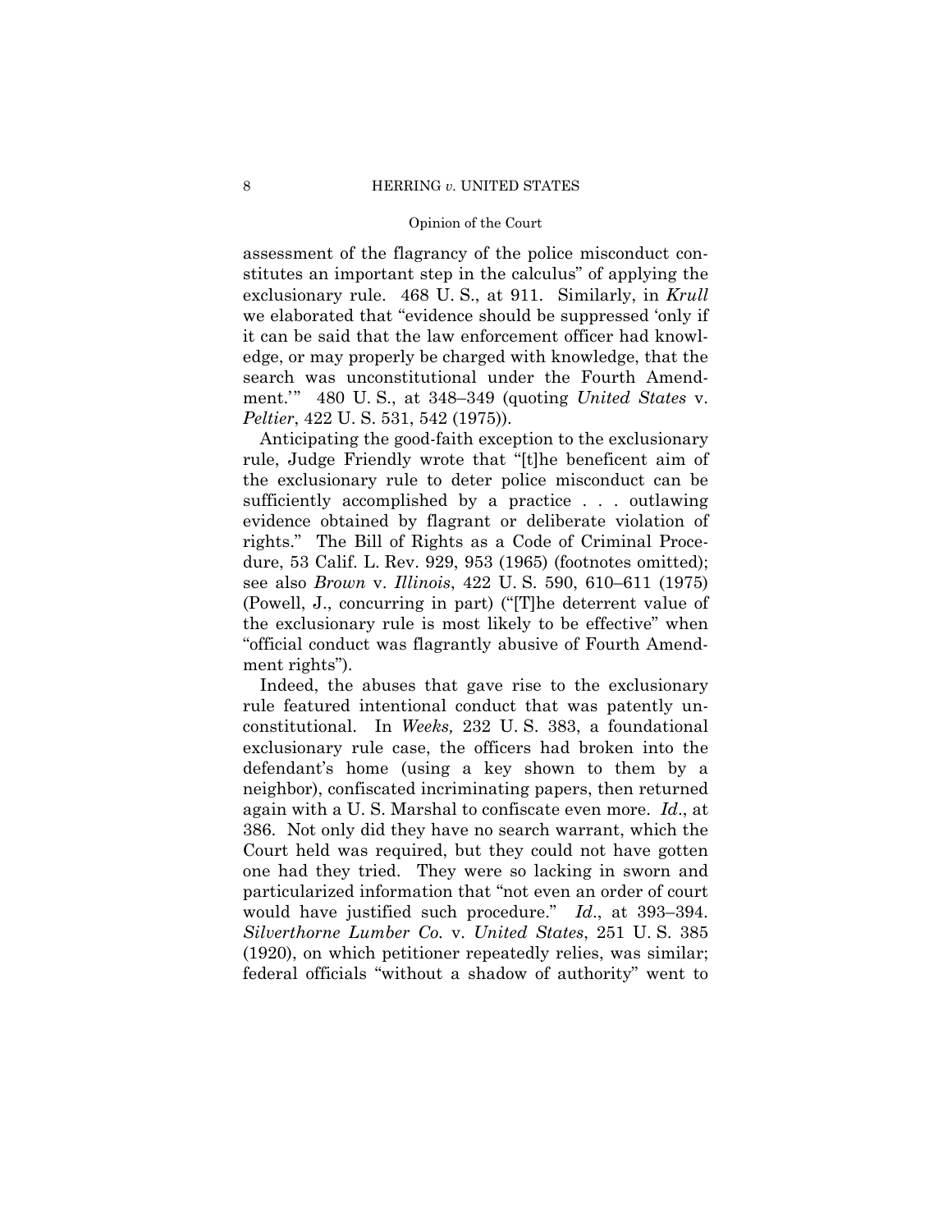assessment of the flagrancy of the police misconduct constitutes an important step in the calculus" of applying the exclusionary rule. 468 U. S., at 911. Similarly, in *Krull* we elaborated that "evidence should be suppressed 'only if it can be said that the law enforcement officer had knowledge, or may properly be charged with knowledge, that the search was unconstitutional under the Fourth Amendment.'" 480 U. S., at 348–349 (quoting *United States* v. *Peltier*, 422 U. S. 531, 542 (1975)).

Anticipating the good-faith exception to the exclusionary rule, Judge Friendly wrote that "[t]he beneficent aim of the exclusionary rule to deter police misconduct can be sufficiently accomplished by a practice . . . outlawing evidence obtained by flagrant or deliberate violation of rights." The Bill of Rights as a Code of Criminal Procedure, 53 Calif. L. Rev. 929, 953 (1965) (footnotes omitted); see also *Brown* v. *Illinois*, 422 U. S. 590, 610–611 (1975) (Powell, J., concurring in part) ("[T]he deterrent value of the exclusionary rule is most likely to be effective" when "official conduct was flagrantly abusive of Fourth Amendment rights").

Indeed, the abuses that gave rise to the exclusionary rule featured intentional conduct that was patently unconstitutional. In *Weeks,* 232 U. S. 383, a foundational exclusionary rule case, the officers had broken into the defendant's home (using a key shown to them by a neighbor), confiscated incriminating papers, then returned again with a U. S. Marshal to confiscate even more. *Id*., at 386. Not only did they have no search warrant, which the Court held was required, but they could not have gotten one had they tried. They were so lacking in sworn and particularized information that "not even an order of court would have justified such procedure." *Id*., at 393–394. *Silverthorne Lumber Co.* v. *United States*, 251 U. S. 385 (1920), on which petitioner repeatedly relies, was similar; federal officials "without a shadow of authority" went to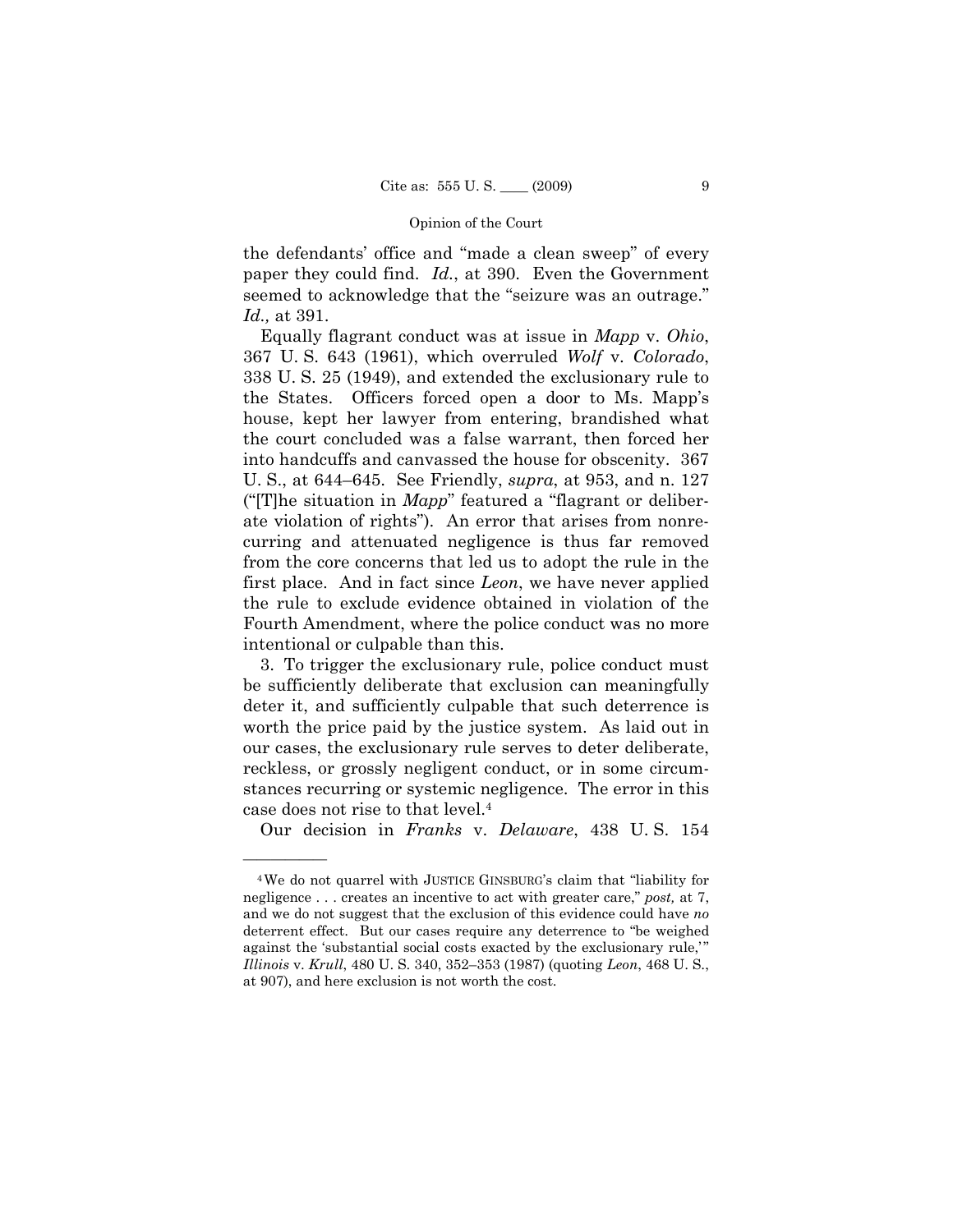the defendants' office and "made a clean sweep" of every paper they could find. *Id.*, at 390. Even the Government seemed to acknowledge that the "seizure was an outrage." *Id.,* at 391.

Equally flagrant conduct was at issue in *Mapp* v. *Ohio*, 367 U. S. 643 (1961), which overruled *Wolf* v. *Colorado*, 338 U. S. 25 (1949), and extended the exclusionary rule to the States. Officers forced open a door to Ms. Mapp's house, kept her lawyer from entering, brandished what the court concluded was a false warrant, then forced her into handcuffs and canvassed the house for obscenity. 367 U. S., at 644–645. See Friendly, *supra*, at 953, and n. 127 ("[T]he situation in *Mapp*" featured a "flagrant or deliberate violation of rights"). An error that arises from nonrecurring and attenuated negligence is thus far removed from the core concerns that led us to adopt the rule in the first place. And in fact since *Leon*, we have never applied the rule to exclude evidence obtained in violation of the Fourth Amendment, where the police conduct was no more intentional or culpable than this.

3. To trigger the exclusionary rule, police conduct must be sufficiently deliberate that exclusion can meaningfully deter it, and sufficiently culpable that such deterrence is worth the price paid by the justice system. As laid out in our cases, the exclusionary rule serves to deter deliberate, reckless, or grossly negligent conduct, or in some circumstances recurring or systemic negligence. The error in this case does not rise to that level.[4]

Our decision in *Franks* v. *Delaware*, 438 U. S. 154

---

[4] We do not quarrel with JUSTICE GINSBURG's claim that "liability for negligence . . . creates an incentive to act with greater care," *post,* at 7, and we do not suggest that the exclusion of this evidence could have *no* deterrent effect. But our cases require any deterrence to "be weighed against the 'substantial social costs exacted by the exclusionary rule,'" *Illinois* v. *Krull*, 480 U. S. 340, 352–353 (1987) (quoting *Leon*, 468 U. S., at 907), and here exclusion is not worth the cost.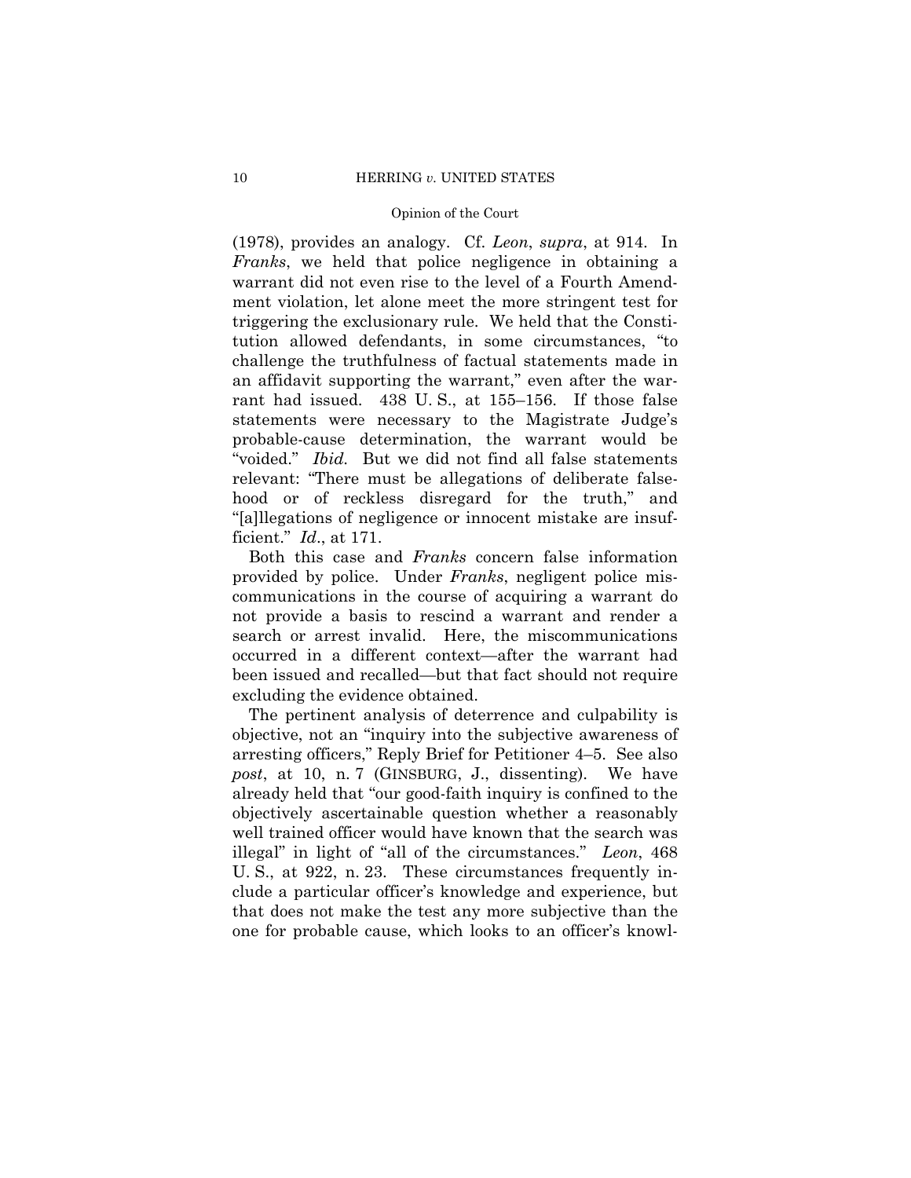(1978), provides an analogy. Cf. *Leon*, *supra*, at 914. In *Franks*, we held that police negligence in obtaining a warrant did not even rise to the level of a Fourth Amendment violation, let alone meet the more stringent test for triggering the exclusionary rule. We held that the Constitution allowed defendants, in some circumstances, "to challenge the truthfulness of factual statements made in an affidavit supporting the warrant," even after the warrant had issued. 438 U. S., at 155–156. If those false statements were necessary to the Magistrate Judge's probable-cause determination, the warrant would be "voided." *Ibid.* But we did not find all false statements relevant: "There must be allegations of deliberate falsehood or of reckless disregard for the truth," and "[a]llegations of negligence or innocent mistake are insufficient." *Id*., at 171.

Both this case and *Franks* concern false information provided by police. Under *Franks*, negligent police miscommunications in the course of acquiring a warrant do not provide a basis to rescind a warrant and render a search or arrest invalid. Here, the miscommunications occurred in a different context—after the warrant had been issued and recalled—but that fact should not require excluding the evidence obtained.

The pertinent analysis of deterrence and culpability is objective, not an "inquiry into the subjective awareness of arresting officers," Reply Brief for Petitioner 4–5. See also *post*, at 10, n. 7 (GINSBURG, J., dissenting). We have already held that "our good-faith inquiry is confined to the objectively ascertainable question whether a reasonably well trained officer would have known that the search was illegal" in light of "all of the circumstances." *Leon*, 468 U. S., at 922, n. 23. These circumstances frequently include a particular officer's knowledge and experience, but that does not make the test any more subjective than the one for probable cause, which looks to an officer's knowl-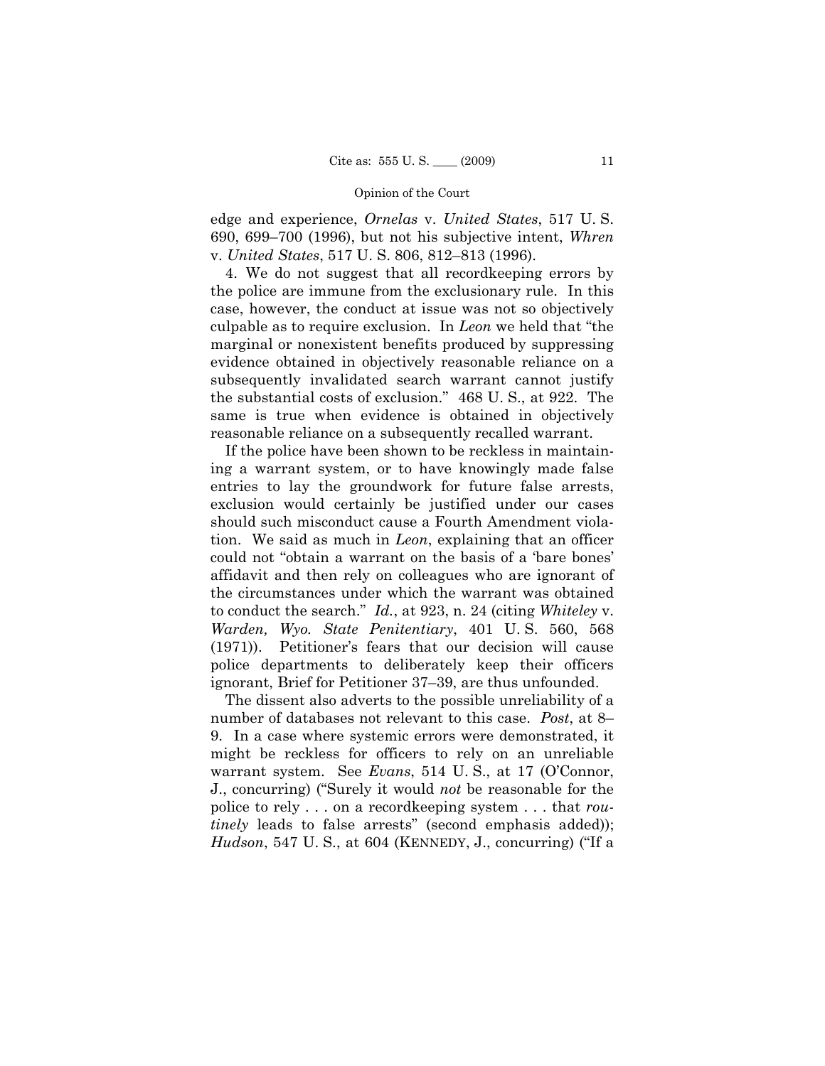edge and experience, *Ornelas* v. *United States*, 517 U. S. 690, 699–700 (1996), but not his subjective intent, *Whren* v. *United States*, 517 U. S. 806, 812–813 (1996).

4. We do not suggest that all recordkeeping errors by the police are immune from the exclusionary rule. In this case, however, the conduct at issue was not so objectively culpable as to require exclusion. In *Leon* we held that "the marginal or nonexistent benefits produced by suppressing evidence obtained in objectively reasonable reliance on a subsequently invalidated search warrant cannot justify the substantial costs of exclusion." 468 U. S., at 922. The same is true when evidence is obtained in objectively reasonable reliance on a subsequently recalled warrant.

If the police have been shown to be reckless in maintaining a warrant system, or to have knowingly made false entries to lay the groundwork for future false arrests, exclusion would certainly be justified under our cases should such misconduct cause a Fourth Amendment violation. We said as much in *Leon*, explaining that an officer could not "obtain a warrant on the basis of a 'bare bones' affidavit and then rely on colleagues who are ignorant of the circumstances under which the warrant was obtained to conduct the search." *Id.*, at 923, n. 24 (citing *Whiteley* v. *Warden, Wyo. State Penitentiary*, 401 U. S. 560, 568 (1971)). Petitioner's fears that our decision will cause police departments to deliberately keep their officers ignorant, Brief for Petitioner 37–39, are thus unfounded.

The dissent also adverts to the possible unreliability of a number of databases not relevant to this case. *Post*, at 8–9. In a case where systemic errors were demonstrated, it might be reckless for officers to rely on an unreliable warrant system. See *Evans*, 514 U. S., at 17 (O'Connor, J., concurring) ("Surely it would *not* be reasonable for the police to rely . . . on a recordkeeping system . . . that *routinely* leads to false arrests" (second emphasis added)); *Hudson*, 547 U. S., at 604 (KENNEDY, J., concurring) ("If a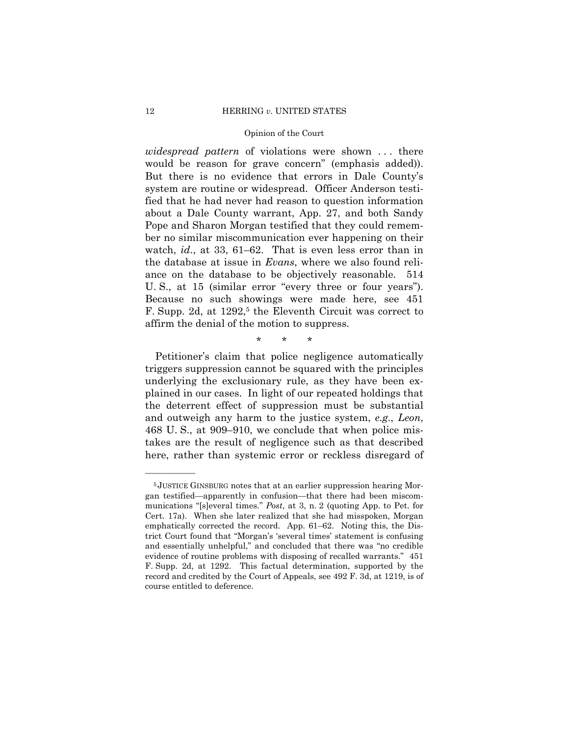*widespread pattern* of violations were shown . . . there would be reason for grave concern" (emphasis added)). But there is no evidence that errors in Dale County's system are routine or widespread. Officer Anderson testified that he had never had reason to question information about a Dale County warrant, App. 27, and both Sandy Pope and Sharon Morgan testified that they could remember no similar miscommunication ever happening on their watch, *id*., at 33, 61–62. That is even less error than in the database at issue in *Evans*, where we also found reliance on the database to be objectively reasonable. 514 U. S., at 15 (similar error "every three or four years"). Because no such showings were made here, see 451 F. Supp. 2d, at 1292,[5] the Eleventh Circuit was correct to affirm the denial of the motion to suppress.

\* \* \*

Petitioner's claim that police negligence automatically triggers suppression cannot be squared with the principles underlying the exclusionary rule, as they have been explained in our cases. In light of our repeated holdings that the deterrent effect of suppression must be substantial and outweigh any harm to the justice system, *e.g.*, *Leon*, 468 U. S., at 909–910, we conclude that when police mistakes are the result of negligence such as that described here, rather than systemic error or reckless disregard of

---

[5] JUSTICE GINSBURG notes that at an earlier suppression hearing Morgan testified—apparently in confusion—that there had been miscommunications "[s]everal times." *Post*, at 3, n. 2 (quoting App. to Pet. for Cert. 17a). When she later realized that she had misspoken, Morgan emphatically corrected the record. App. 61–62. Noting this, the District Court found that "Morgan's 'several times' statement is confusing and essentially unhelpful," and concluded that there was "no credible evidence of routine problems with disposing of recalled warrants." 451 F. Supp. 2d, at 1292. This factual determination, supported by the record and credited by the Court of Appeals, see 492 F. 3d, at 1219, is of course entitled to deference.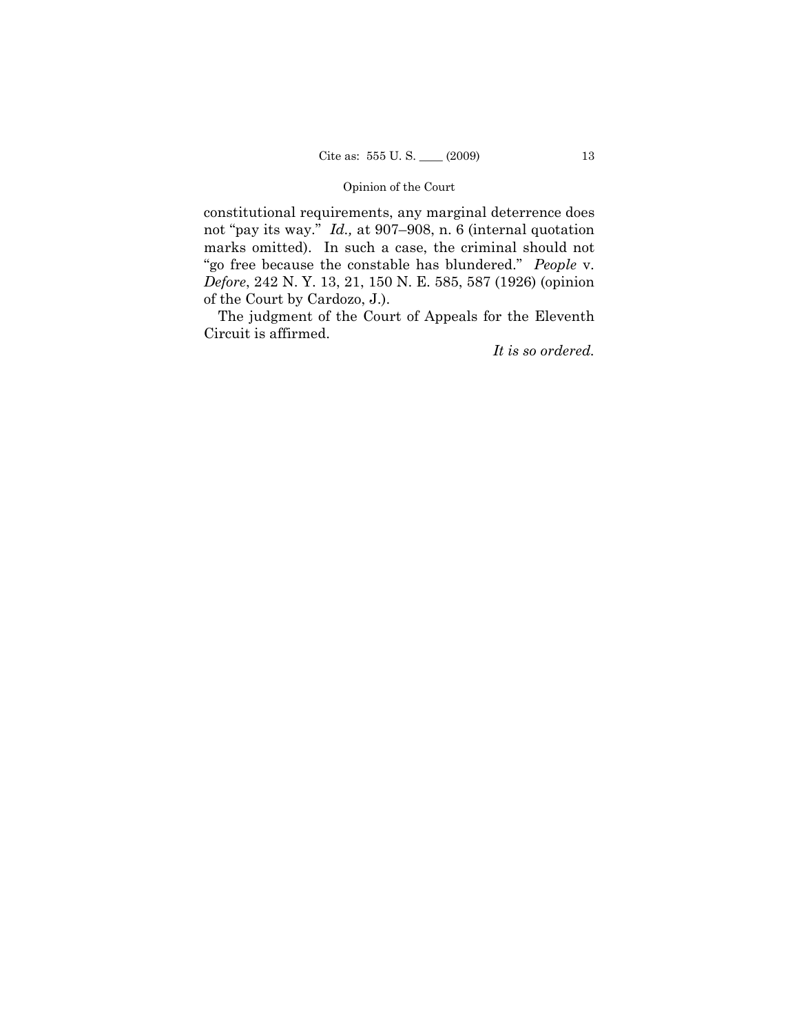constitutional requirements, any marginal deterrence does not "pay its way." *Id.,* at 907–908, n. 6 (internal quotation marks omitted). In such a case, the criminal should not "go free because the constable has blundered." *People* v. *Defore*, 242 N. Y. 13, 21, 150 N. E. 585, 587 (1926) (opinion of the Court by Cardozo, J.).

The judgment of the Court of Appeals for the Eleventh Circuit is affirmed.

*It is so ordered.*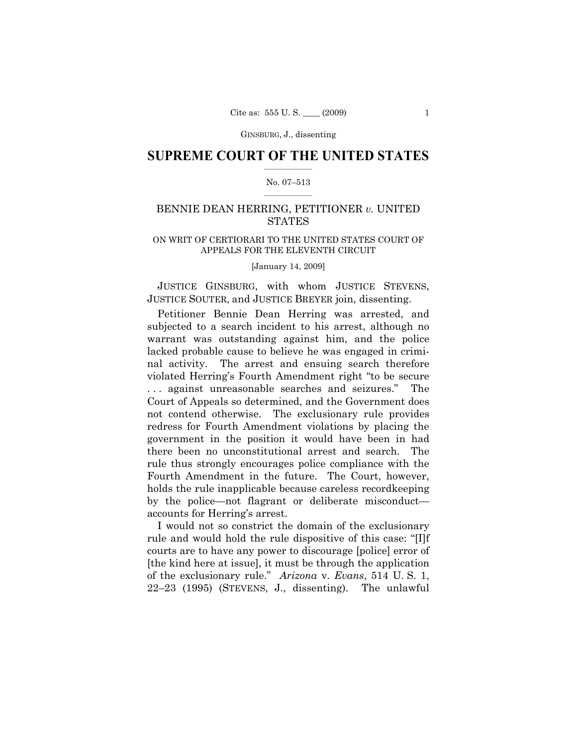GINSBURG, J., dissenting

# SUPREME COURT OF THE UNITED STATES

No. 07–513

## BENNIE DEAN HERRING, PETITIONER *v.* UNITED STATES

ON WRIT OF CERTIORARI TO THE UNITED STATES COURT OF APPEALS FOR THE ELEVENTH CIRCUIT

[January 14, 2009]

JUSTICE GINSBURG, with whom JUSTICE STEVENS, JUSTICE SOUTER, and JUSTICE BREYER join, dissenting.

Petitioner Bennie Dean Herring was arrested, and subjected to a search incident to his arrest, although no warrant was outstanding against him, and the police lacked probable cause to believe he was engaged in criminal activity. The arrest and ensuing search therefore violated Herring's Fourth Amendment right "to be secure . . . against unreasonable searches and seizures." The Court of Appeals so determined, and the Government does not contend otherwise. The exclusionary rule provides redress for Fourth Amendment violations by placing the government in the position it would have been in had there been no unconstitutional arrest and search. The rule thus strongly encourages police compliance with the Fourth Amendment in the future. The Court, however, holds the rule inapplicable because careless recordkeeping by the police—not flagrant or deliberate misconduct—accounts for Herring's arrest.

I would not so constrict the domain of the exclusionary rule and would hold the rule dispositive of this case: "[I]f courts are to have any power to discourage [police] error of [the kind here at issue], it must be through the application of the exclusionary rule." *Arizona* v. *Evans*, 514 U. S. 1, 22–23 (1995) (STEVENS, J., dissenting). The unlawful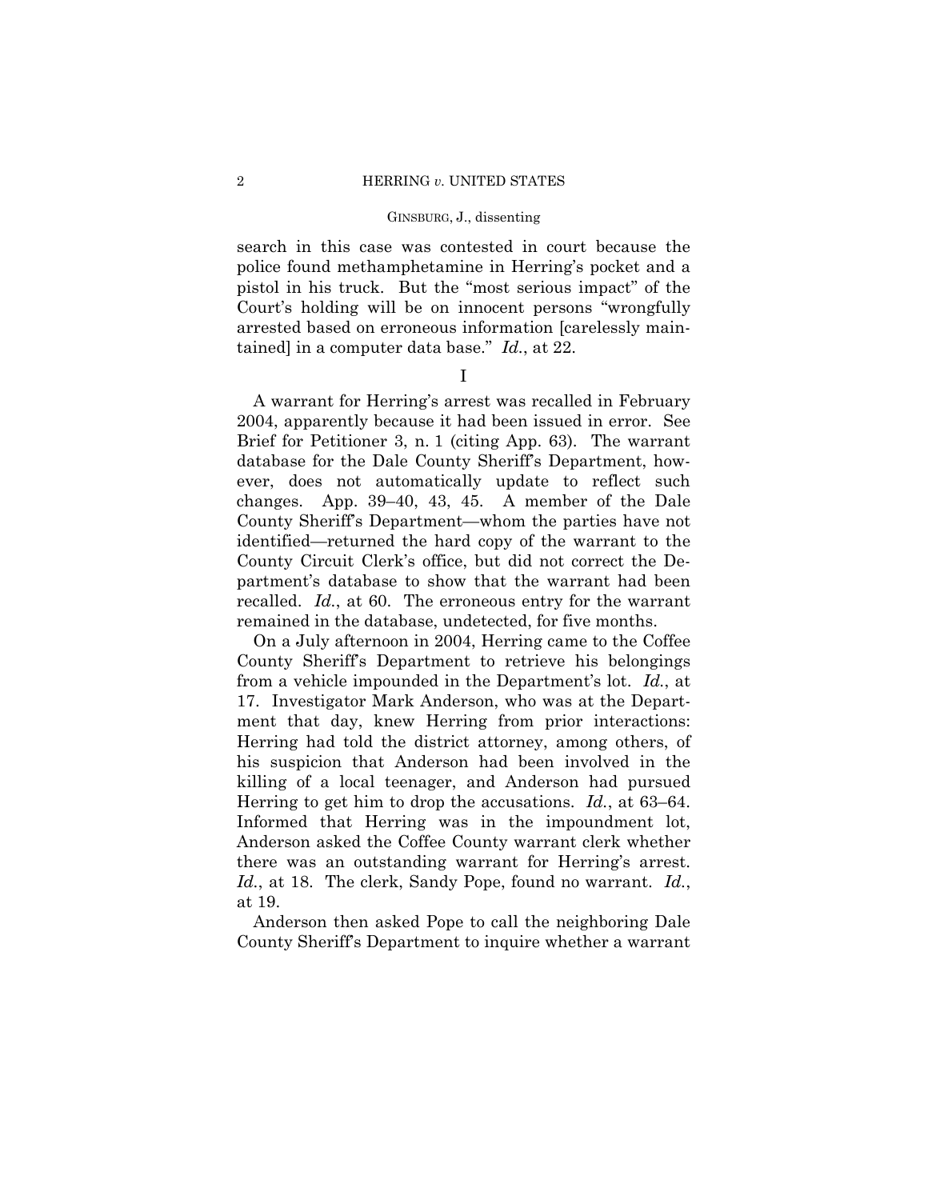search in this case was contested in court because the police found methamphetamine in Herring's pocket and a pistol in his truck. But the "most serious impact" of the Court's holding will be on innocent persons "wrongfully arrested based on erroneous information [carelessly maintained] in a computer data base." *Id.*, at 22.

I

A warrant for Herring's arrest was recalled in February 2004, apparently because it had been issued in error. See Brief for Petitioner 3, n. 1 (citing App. 63). The warrant database for the Dale County Sheriff's Department, however, does not automatically update to reflect such changes. App. 39–40, 43, 45. A member of the Dale County Sheriff's Department—whom the parties have not identified—returned the hard copy of the warrant to the County Circuit Clerk's office, but did not correct the Department's database to show that the warrant had been recalled. *Id.*, at 60. The erroneous entry for the warrant remained in the database, undetected, for five months.

On a July afternoon in 2004, Herring came to the Coffee County Sheriff's Department to retrieve his belongings from a vehicle impounded in the Department's lot. *Id.*, at 17. Investigator Mark Anderson, who was at the Department that day, knew Herring from prior interactions: Herring had told the district attorney, among others, of his suspicion that Anderson had been involved in the killing of a local teenager, and Anderson had pursued Herring to get him to drop the accusations. *Id.*, at 63–64. Informed that Herring was in the impoundment lot, Anderson asked the Coffee County warrant clerk whether there was an outstanding warrant for Herring's arrest. *Id.*, at 18. The clerk, Sandy Pope, found no warrant. *Id.*, at 19.

Anderson then asked Pope to call the neighboring Dale County Sheriff's Department to inquire whether a warrant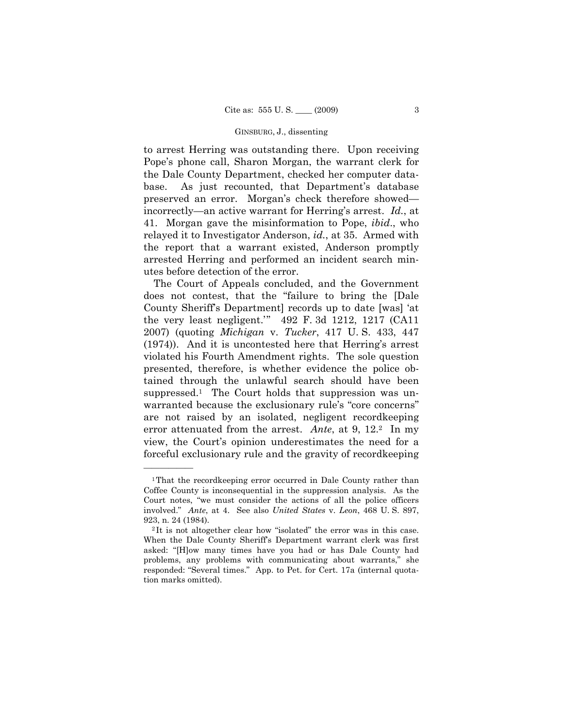to arrest Herring was outstanding there. Upon receiving Pope's phone call, Sharon Morgan, the warrant clerk for the Dale County Department, checked her computer database. As just recounted, that Department's database preserved an error. Morgan's check therefore showed—incorrectly—an active warrant for Herring's arrest. *Id.*, at 41. Morgan gave the misinformation to Pope, *ibid.*, who relayed it to Investigator Anderson, *id.*, at 35. Armed with the report that a warrant existed, Anderson promptly arrested Herring and performed an incident search minutes before detection of the error.

The Court of Appeals concluded, and the Government does not contest, that the "failure to bring the [Dale County Sheriff's Department] records up to date [was] 'at the very least negligent.'" 492 F. 3d 1212, 1217 (CA11 2007) (quoting *Michigan* v. *Tucker*, 417 U. S. 433, 447 (1974)). And it is uncontested here that Herring's arrest violated his Fourth Amendment rights. The sole question presented, therefore, is whether evidence the police obtained through the unlawful search should have been suppressed.[1] The Court holds that suppression was unwarranted because the exclusionary rule's "core concerns" are not raised by an isolated, negligent recordkeeping error attenuated from the arrest. *Ante*, at 9, 12.[2] In my view, the Court's opinion underestimates the need for a forceful exclusionary rule and the gravity of recordkeeping

---

[1] That the recordkeeping error occurred in Dale County rather than Coffee County is inconsequential in the suppression analysis. As the Court notes, "we must consider the actions of all the police officers involved." *Ante*, at 4. See also *United States* v. *Leon*, 468 U. S. 897, 923, n. 24 (1984).

[2] It is not altogether clear how "isolated" the error was in this case. When the Dale County Sheriff's Department warrant clerk was first asked: "[H]ow many times have you had or has Dale County had problems, any problems with communicating about warrants," she responded: "Several times." App. to Pet. for Cert. 17a (internal quotation marks omitted).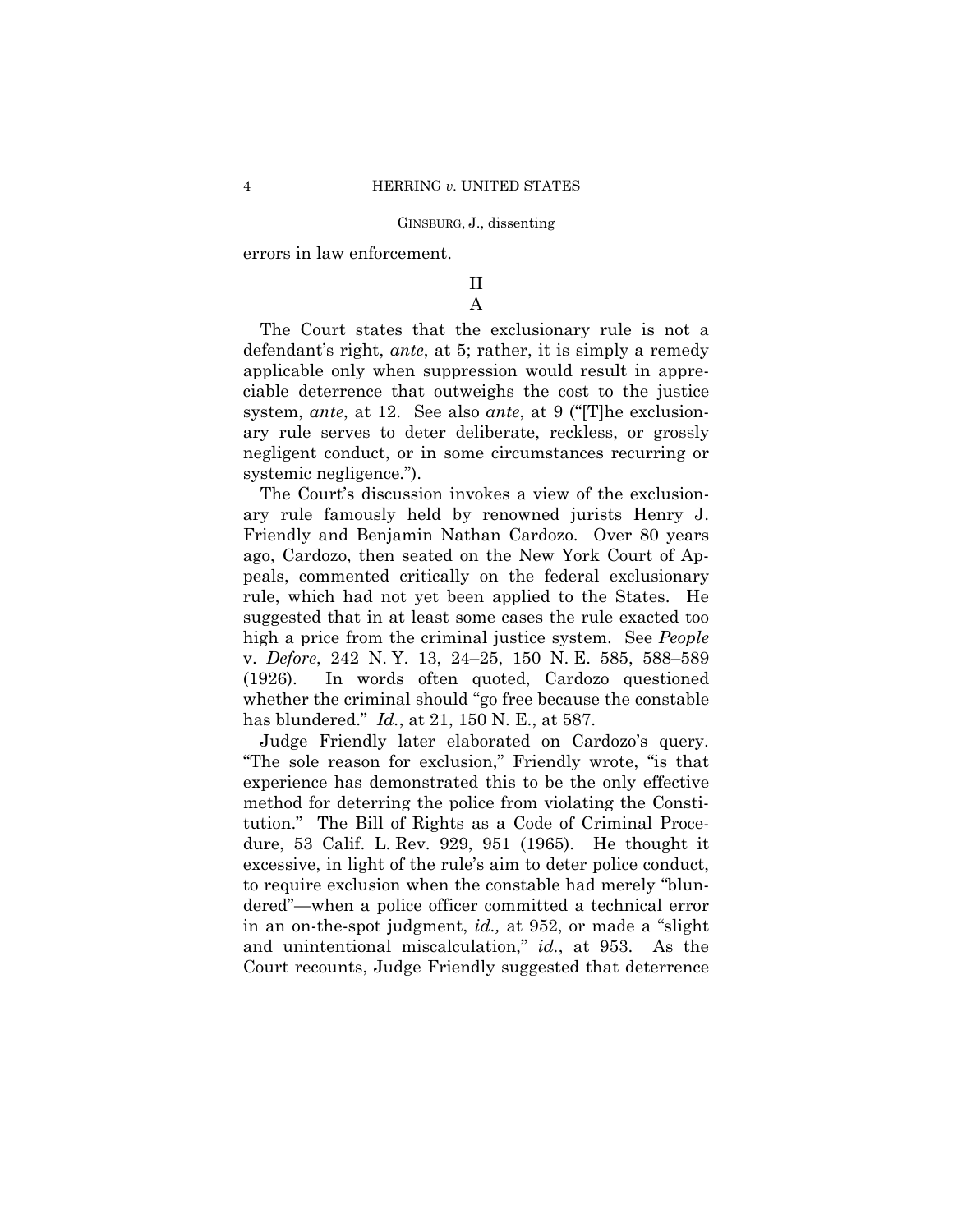errors in law enforcement.

## II

### A

The Court states that the exclusionary rule is not a defendant's right, *ante*, at 5; rather, it is simply a remedy applicable only when suppression would result in appreciable deterrence that outweighs the cost to the justice system, *ante*, at 12. See also *ante*, at 9 ("[T]he exclusionary rule serves to deter deliberate, reckless, or grossly negligent conduct, or in some circumstances recurring or systemic negligence.").

The Court's discussion invokes a view of the exclusionary rule famously held by renowned jurists Henry J. Friendly and Benjamin Nathan Cardozo. Over 80 years ago, Cardozo, then seated on the New York Court of Appeals, commented critically on the federal exclusionary rule, which had not yet been applied to the States. He suggested that in at least some cases the rule exacted too high a price from the criminal justice system. See *People* v. *Defore*, 242 N. Y. 13, 24–25, 150 N. E. 585, 588–589 (1926). In words often quoted, Cardozo questioned whether the criminal should "go free because the constable has blundered." *Id.*, at 21, 150 N. E., at 587.

Judge Friendly later elaborated on Cardozo's query. "The sole reason for exclusion," Friendly wrote, "is that experience has demonstrated this to be the only effective method for deterring the police from violating the Constitution." The Bill of Rights as a Code of Criminal Procedure, 53 Calif. L. Rev. 929, 951 (1965). He thought it excessive, in light of the rule's aim to deter police conduct, to require exclusion when the constable had merely "blundered"—when a police officer committed a technical error in an on-the-spot judgment, *id.,* at 952, or made a "slight and unintentional miscalculation," *id.*, at 953. As the Court recounts, Judge Friendly suggested that deterrence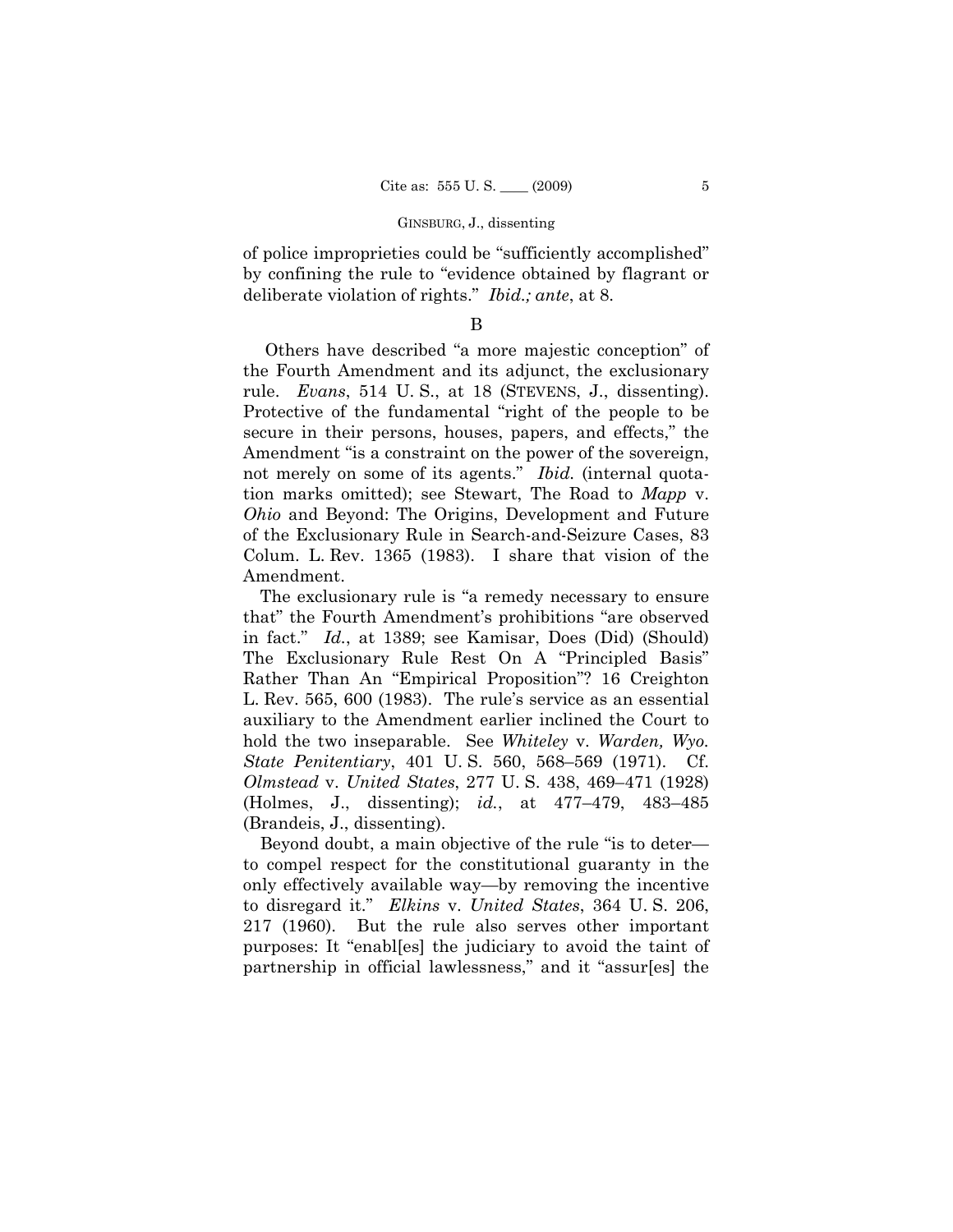of police improprieties could be "sufficiently accomplished" by confining the rule to "evidence obtained by flagrant or deliberate violation of rights." *Ibid.; ante*, at 8.

B

Others have described "a more majestic conception" of the Fourth Amendment and its adjunct, the exclusionary rule. *Evans*, 514 U. S., at 18 (STEVENS, J., dissenting). Protective of the fundamental "right of the people to be secure in their persons, houses, papers, and effects," the Amendment "is a constraint on the power of the sovereign, not merely on some of its agents." *Ibid.* (internal quotation marks omitted); see Stewart, The Road to *Mapp* v. *Ohio* and Beyond: The Origins, Development and Future of the Exclusionary Rule in Search-and-Seizure Cases, 83 Colum. L. Rev. 1365 (1983). I share that vision of the Amendment.

The exclusionary rule is "a remedy necessary to ensure that" the Fourth Amendment's prohibitions "are observed in fact." *Id.*, at 1389; see Kamisar, Does (Did) (Should) The Exclusionary Rule Rest On A "Principled Basis" Rather Than An "Empirical Proposition"? 16 Creighton L. Rev. 565, 600 (1983). The rule's service as an essential auxiliary to the Amendment earlier inclined the Court to hold the two inseparable. See *Whiteley* v. *Warden, Wyo. State Penitentiary*, 401 U. S. 560, 568–569 (1971). Cf. *Olmstead* v. *United States*, 277 U. S. 438, 469–471 (1928) (Holmes, J., dissenting); *id.*, at 477–479, 483–485 (Brandeis, J., dissenting).

Beyond doubt, a main objective of the rule "is to deter—to compel respect for the constitutional guaranty in the only effectively available way—by removing the incentive to disregard it." *Elkins* v. *United States*, 364 U. S. 206, 217 (1960). But the rule also serves other important purposes: It "enabl[es] the judiciary to avoid the taint of partnership in official lawlessness," and it "assur[es] the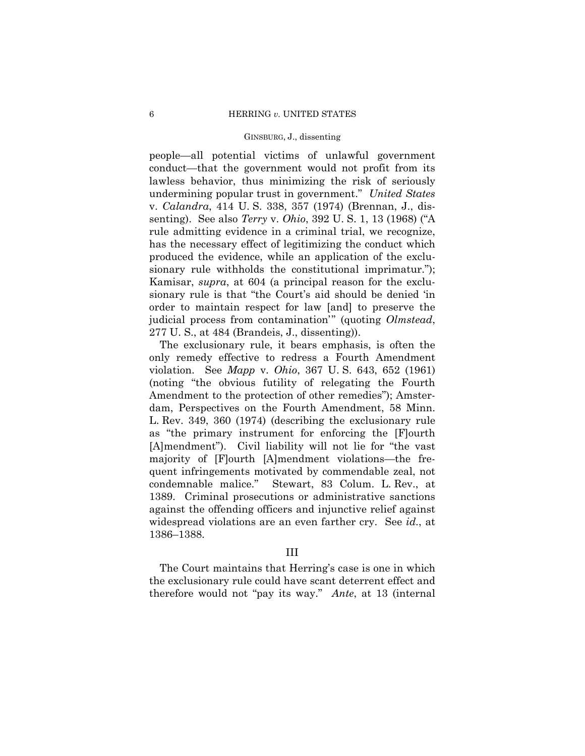people—all potential victims of unlawful government conduct—that the government would not profit from its lawless behavior, thus minimizing the risk of seriously undermining popular trust in government." *United States* v. *Calandra*, 414 U. S. 338, 357 (1974) (Brennan, J., dissenting). See also *Terry* v. *Ohio*, 392 U. S. 1, 13 (1968) ("A rule admitting evidence in a criminal trial, we recognize, has the necessary effect of legitimizing the conduct which produced the evidence, while an application of the exclusionary rule withholds the constitutional imprimatur."); Kamisar, *supra*, at 604 (a principal reason for the exclusionary rule is that "the Court's aid should be denied 'in order to maintain respect for law [and] to preserve the judicial process from contamination'" (quoting *Olmstead*, 277 U. S., at 484 (Brandeis, J., dissenting)).

The exclusionary rule, it bears emphasis, is often the only remedy effective to redress a Fourth Amendment violation. See *Mapp* v. *Ohio*, 367 U. S. 643, 652 (1961) (noting "the obvious futility of relegating the Fourth Amendment to the protection of other remedies"); Amsterdam, Perspectives on the Fourth Amendment, 58 Minn. L. Rev. 349, 360 (1974) (describing the exclusionary rule as "the primary instrument for enforcing the [F]ourth [A]mendment"). Civil liability will not lie for "the vast majority of [F]ourth [A]mendment violations—the frequent infringements motivated by commendable zeal, not condemnable malice." Stewart, 83 Colum. L. Rev., at 1389. Criminal prosecutions or administrative sanctions against the offending officers and injunctive relief against widespread violations are an even farther cry. See *id.*, at 1386–1388.

## III

The Court maintains that Herring's case is one in which the exclusionary rule could have scant deterrent effect and therefore would not "pay its way." *Ante*, at 13 (internal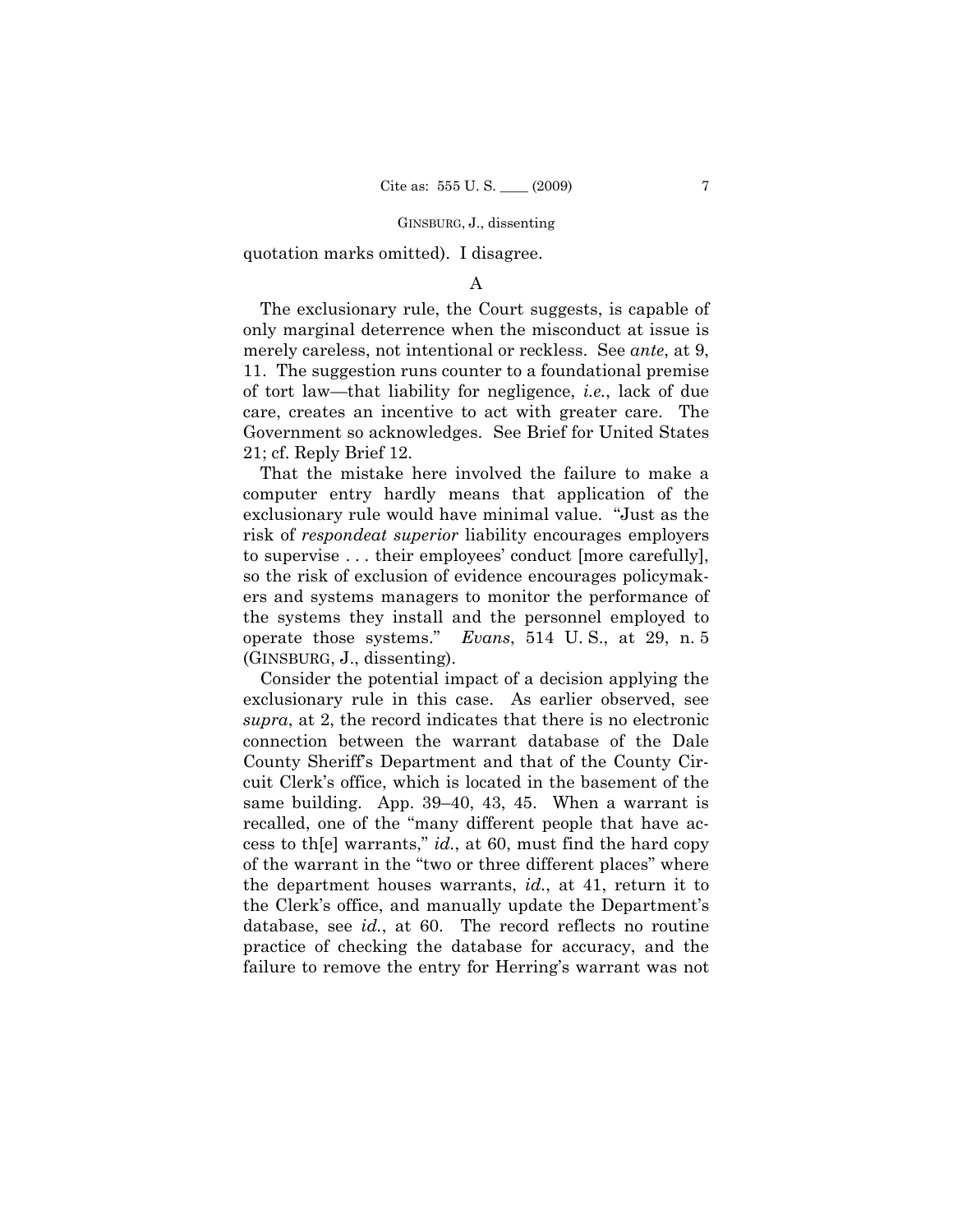quotation marks omitted). I disagree.

A

The exclusionary rule, the Court suggests, is capable of only marginal deterrence when the misconduct at issue is merely careless, not intentional or reckless. See *ante*, at 9, 11. The suggestion runs counter to a foundational premise of tort law—that liability for negligence, *i.e.*, lack of due care, creates an incentive to act with greater care. The Government so acknowledges. See Brief for United States 21; cf. Reply Brief 12.

That the mistake here involved the failure to make a computer entry hardly means that application of the exclusionary rule would have minimal value. "Just as the risk of *respondeat superior* liability encourages employers to supervise . . . their employees' conduct [more carefully], so the risk of exclusion of evidence encourages policymakers and systems managers to monitor the performance of the systems they install and the personnel employed to operate those systems." *Evans*, 514 U. S., at 29, n. 5 (GINSBURG, J., dissenting).

Consider the potential impact of a decision applying the exclusionary rule in this case. As earlier observed, see *supra*, at 2, the record indicates that there is no electronic connection between the warrant database of the Dale County Sheriff's Department and that of the County Circuit Clerk's office, which is located in the basement of the same building. App. 39–40, 43, 45. When a warrant is recalled, one of the "many different people that have access to th[e] warrants," *id.*, at 60, must find the hard copy of the warrant in the "two or three different places" where the department houses warrants, *id.*, at 41, return it to the Clerk's office, and manually update the Department's database, see *id.*, at 60. The record reflects no routine practice of checking the database for accuracy, and the failure to remove the entry for Herring's warrant was not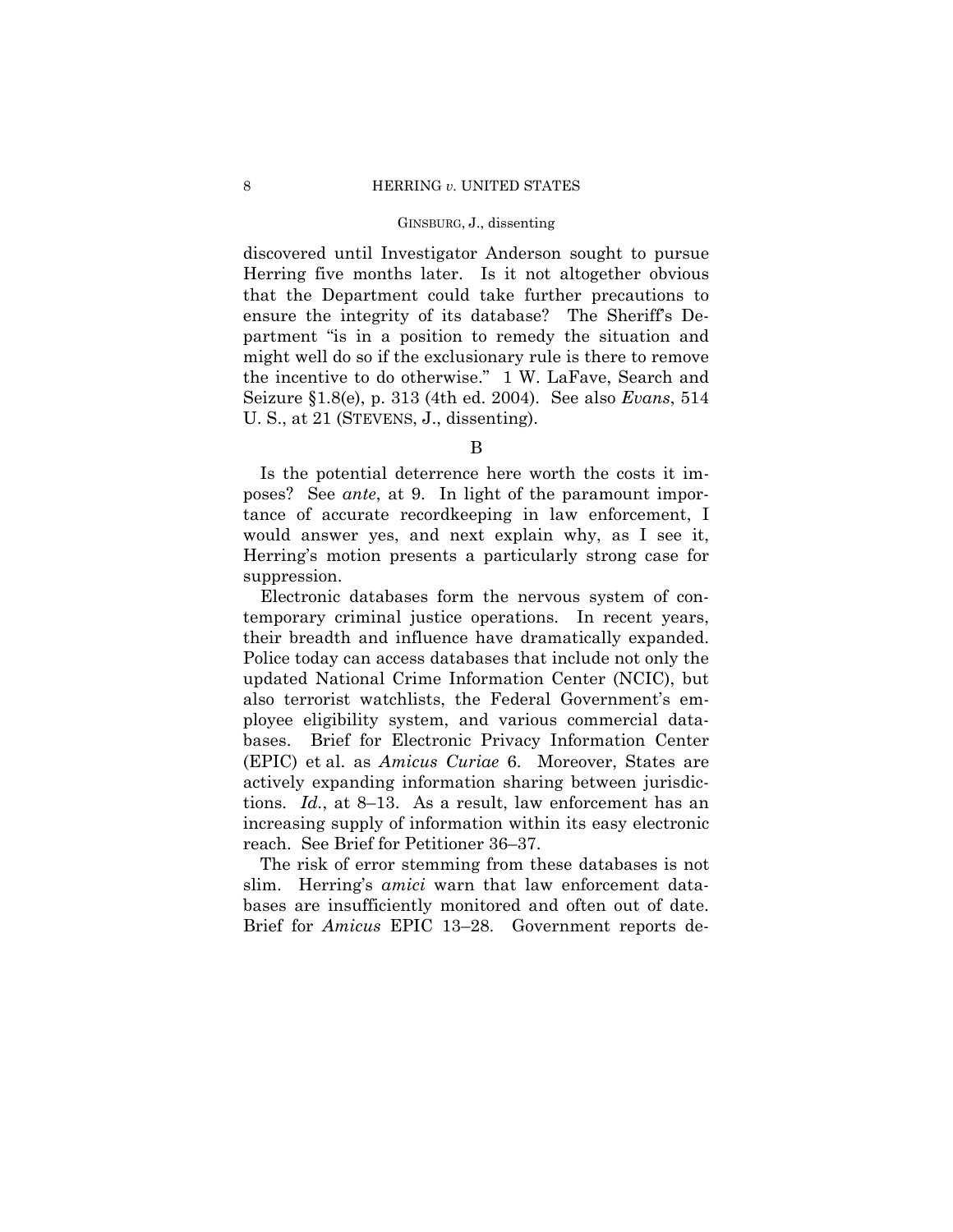discovered until Investigator Anderson sought to pursue Herring five months later. Is it not altogether obvious that the Department could take further precautions to ensure the integrity of its database? The Sheriff's Department "is in a position to remedy the situation and might well do so if the exclusionary rule is there to remove the incentive to do otherwise." 1 W. LaFave, Search and Seizure §1.8(e), p. 313 (4th ed. 2004). See also *Evans*, 514 U. S., at 21 (STEVENS, J., dissenting).

B

Is the potential deterrence here worth the costs it imposes? See *ante*, at 9. In light of the paramount importance of accurate recordkeeping in law enforcement, I would answer yes, and next explain why, as I see it, Herring's motion presents a particularly strong case for suppression.

Electronic databases form the nervous system of contemporary criminal justice operations. In recent years, their breadth and influence have dramatically expanded. Police today can access databases that include not only the updated National Crime Information Center (NCIC), but also terrorist watchlists, the Federal Government's employee eligibility system, and various commercial databases. Brief for Electronic Privacy Information Center (EPIC) et al. as *Amicus Curiae* 6. Moreover, States are actively expanding information sharing between jurisdictions. *Id.*, at 8–13. As a result, law enforcement has an increasing supply of information within its easy electronic reach. See Brief for Petitioner 36–37.

The risk of error stemming from these databases is not slim. Herring's *amici* warn that law enforcement databases are insufficiently monitored and often out of date. Brief for *Amicus* EPIC 13–28. Government reports de-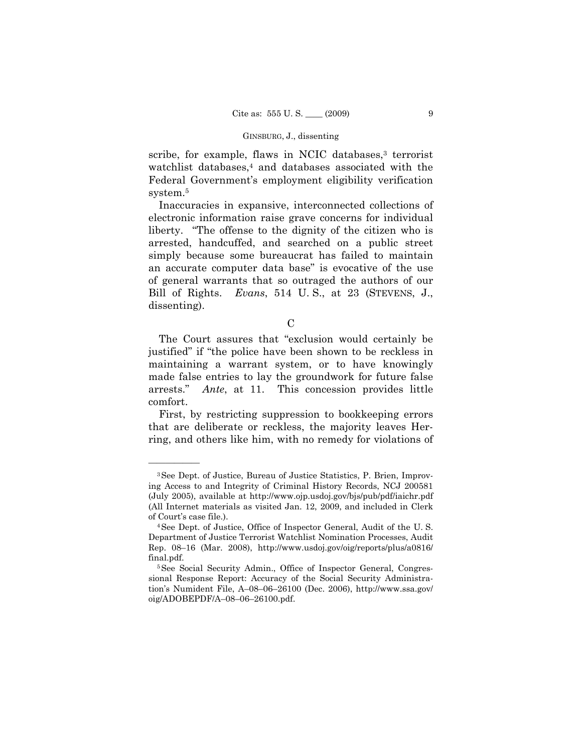scribe, for example, flaws in NCIC databases,[3] terrorist watchlist databases,[4] and databases associated with the Federal Government's employment eligibility verification system.[5]

Inaccuracies in expansive, interconnected collections of electronic information raise grave concerns for individual liberty. "The offense to the dignity of the citizen who is arrested, handcuffed, and searched on a public street simply because some bureaucrat has failed to maintain an accurate computer data base" is evocative of the use of general warrants that so outraged the authors of our Bill of Rights. *Evans*, 514 U. S., at 23 (STEVENS, J., dissenting).

C

The Court assures that "exclusion would certainly be justified" if "the police have been shown to be reckless in maintaining a warrant system, or to have knowingly made false entries to lay the groundwork for future false arrests." *Ante*, at 11. This concession provides little comfort.

First, by restricting suppression to bookkeeping errors that are deliberate or reckless, the majority leaves Herring, and others like him, with no remedy for violations of

---

[3] See Dept. of Justice, Bureau of Justice Statistics, P. Brien, Improving Access to and Integrity of Criminal History Records, NCJ 200581 (July 2005), available at http://www.ojp.usdoj.gov/bjs/pub/pdf/iaichr.pdf (All Internet materials as visited Jan. 12, 2009, and included in Clerk of Court's case file.).

[4] See Dept. of Justice, Office of Inspector General, Audit of the U. S. Department of Justice Terrorist Watchlist Nomination Processes, Audit Rep. 08–16 (Mar. 2008), http://www.usdoj.gov/oig/reports/plus/a0816/final.pdf.

[5] See Social Security Admin., Office of Inspector General, Congressional Response Report: Accuracy of the Social Security Administration's Numident File, A–08–06–26100 (Dec. 2006), http://www.ssa.gov/oig/ADOBEPDF/A–08–06–26100.pdf.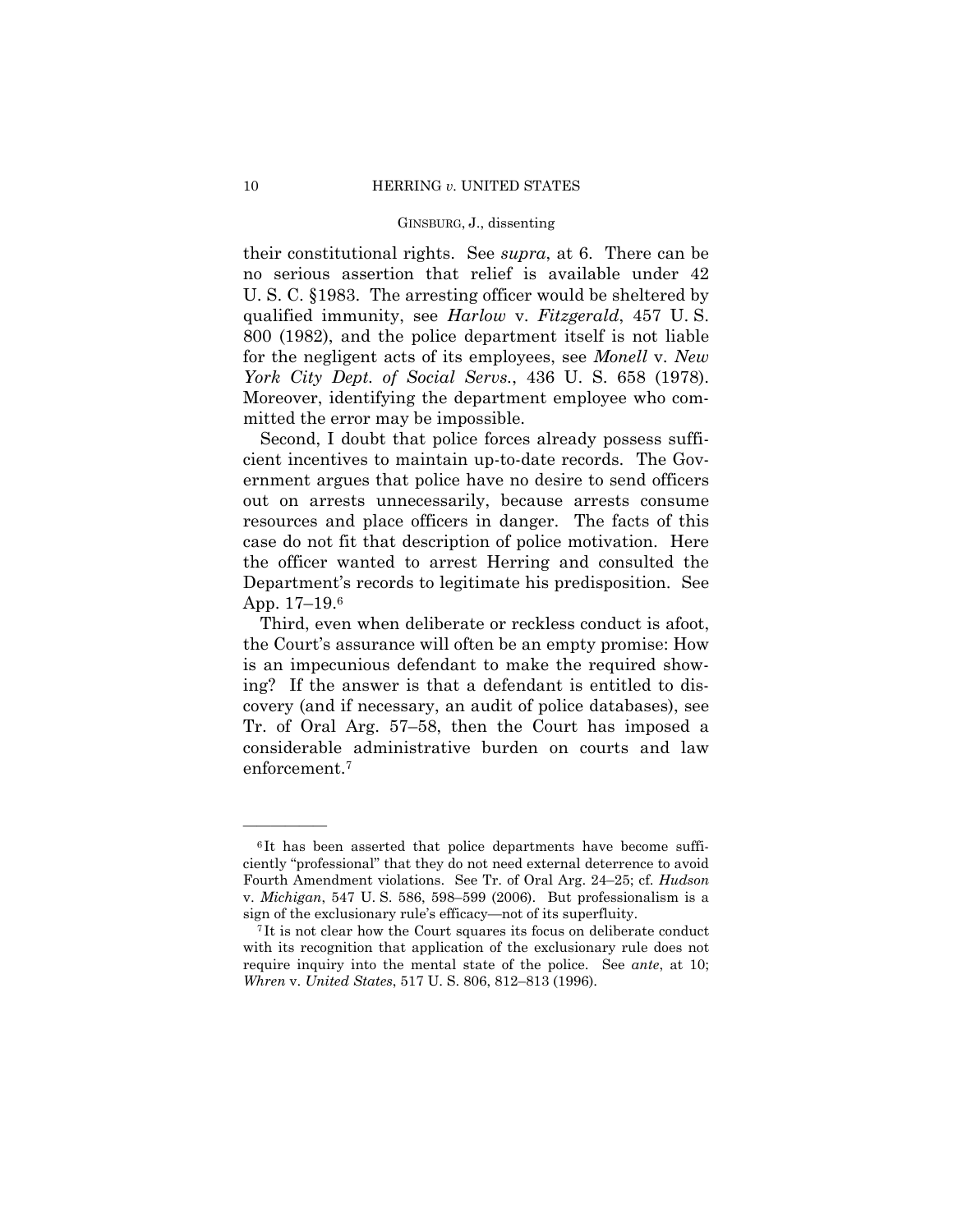their constitutional rights. See *supra*, at 6. There can be no serious assertion that relief is available under 42 U. S. C. §1983. The arresting officer would be sheltered by qualified immunity, see *Harlow* v. *Fitzgerald*, 457 U. S. 800 (1982), and the police department itself is not liable for the negligent acts of its employees, see *Monell* v. *New York City Dept. of Social Servs.*, 436 U. S. 658 (1978). Moreover, identifying the department employee who committed the error may be impossible.

Second, I doubt that police forces already possess sufficient incentives to maintain up-to-date records. The Government argues that police have no desire to send officers out on arrests unnecessarily, because arrests consume resources and place officers in danger. The facts of this case do not fit that description of police motivation. Here the officer wanted to arrest Herring and consulted the Department's records to legitimate his predisposition. See App. 17–19.[6]

Third, even when deliberate or reckless conduct is afoot, the Court's assurance will often be an empty promise: How is an impecunious defendant to make the required showing? If the answer is that a defendant is entitled to discovery (and if necessary, an audit of police databases), see Tr. of Oral Arg. 57–58, then the Court has imposed a considerable administrative burden on courts and law enforcement.[7]

---

[6] It has been asserted that police departments have become sufficiently "professional" that they do not need external deterrence to avoid Fourth Amendment violations. See Tr. of Oral Arg. 24–25; cf. *Hudson* v. *Michigan*, 547 U. S. 586, 598–599 (2006). But professionalism is a sign of the exclusionary rule's efficacy—not of its superfluity.

[7] It is not clear how the Court squares its focus on deliberate conduct with its recognition that application of the exclusionary rule does not require inquiry into the mental state of the police. See *ante*, at 10; *Whren* v. *United States*, 517 U. S. 806, 812–813 (1996).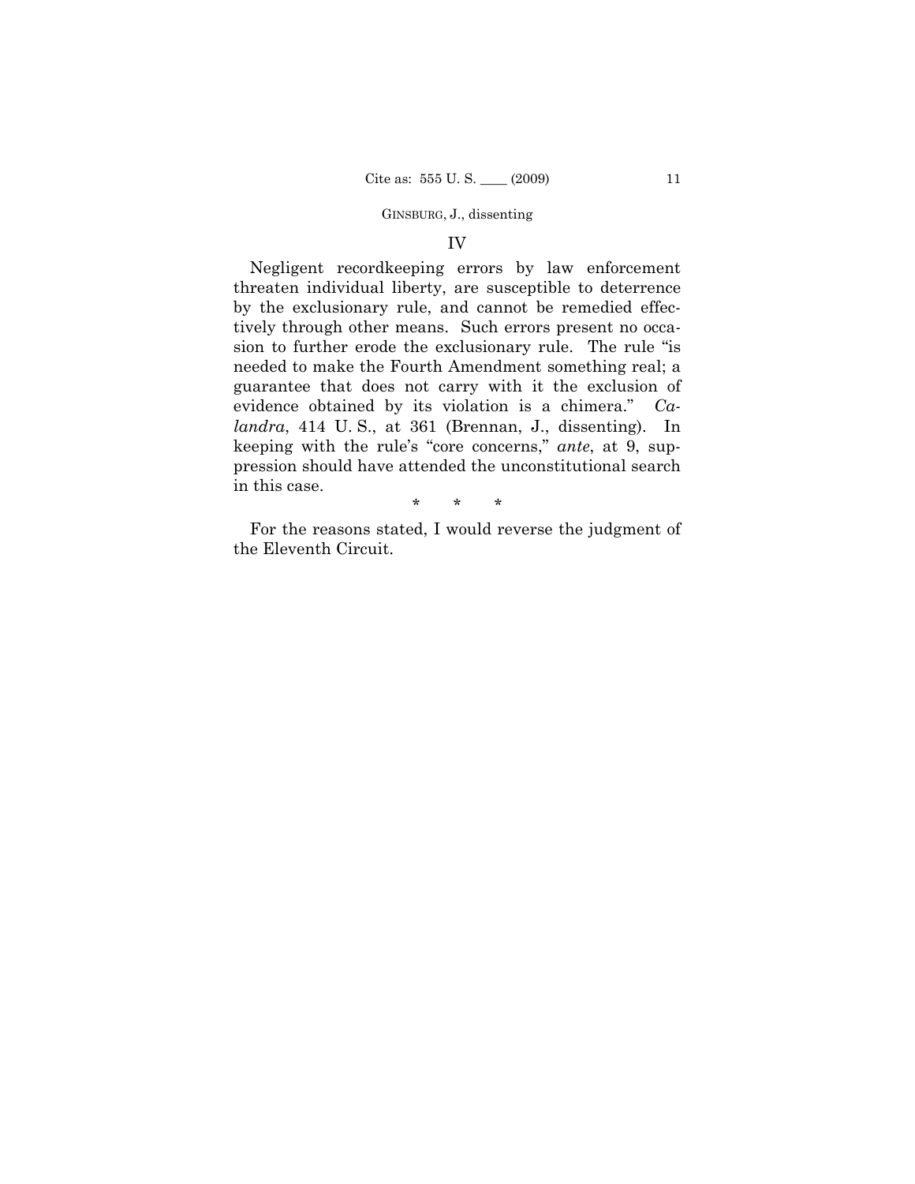## IV

Negligent recordkeeping errors by law enforcement threaten individual liberty, are susceptible to deterrence by the exclusionary rule, and cannot be remedied effectively through other means. Such errors present no occasion to further erode the exclusionary rule. The rule "is needed to make the Fourth Amendment something real; a guarantee that does not carry with it the exclusion of evidence obtained by its violation is a chimera." *Calandra*, 414 U. S., at 361 (Brennan, J., dissenting). In keeping with the rule's "core concerns," *ante*, at 9, suppression should have attended the unconstitutional search in this case.

\* \* \*

For the reasons stated, I would reverse the judgment of the Eleventh Circuit.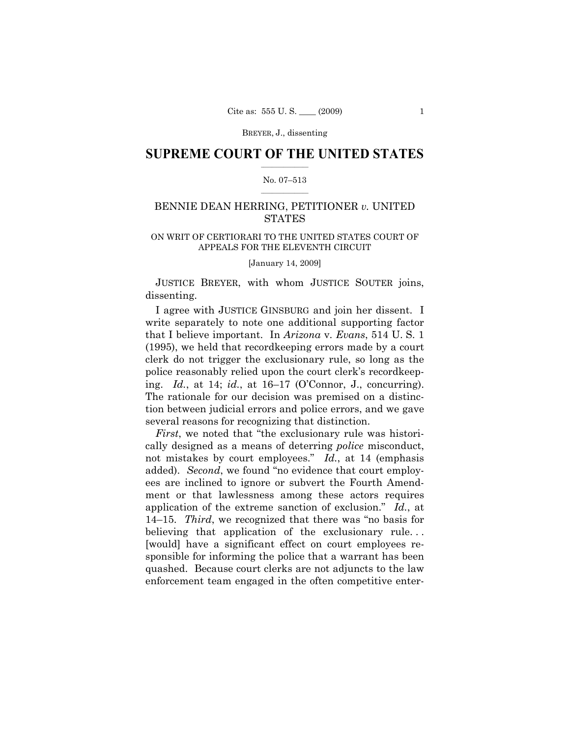## SUPREME COURT OF THE UNITED STATES

No. 07–513

BENNIE DEAN HERRING, PETITIONER *v.* UNITED STATES

ON WRIT OF CERTIORARI TO THE UNITED STATES COURT OF APPEALS FOR THE ELEVENTH CIRCUIT

[January 14, 2009]

JUSTICE BREYER, with whom JUSTICE SOUTER joins, dissenting.

I agree with JUSTICE GINSBURG and join her dissent. I write separately to note one additional supporting factor that I believe important. In *Arizona* v. *Evans*, 514 U. S. 1 (1995), we held that recordkeeping errors made by a court clerk do not trigger the exclusionary rule, so long as the police reasonably relied upon the court clerk's recordkeeping. *Id.*, at 14; *id.*, at 16–17 (O'Connor, J., concurring). The rationale for our decision was premised on a distinction between judicial errors and police errors, and we gave several reasons for recognizing that distinction.

*First*, we noted that "the exclusionary rule was historically designed as a means of deterring *police* misconduct, not mistakes by court employees." *Id.*, at 14 (emphasis added). *Second*, we found "no evidence that court employees are inclined to ignore or subvert the Fourth Amendment or that lawlessness among these actors requires application of the extreme sanction of exclusion." *Id.*, at 14–15. *Third*, we recognized that there was "no basis for believing that application of the exclusionary rule. . . [would] have a significant effect on court employees responsible for informing the police that a warrant has been quashed. Because court clerks are not adjuncts to the law enforcement team engaged in the often competitive enter-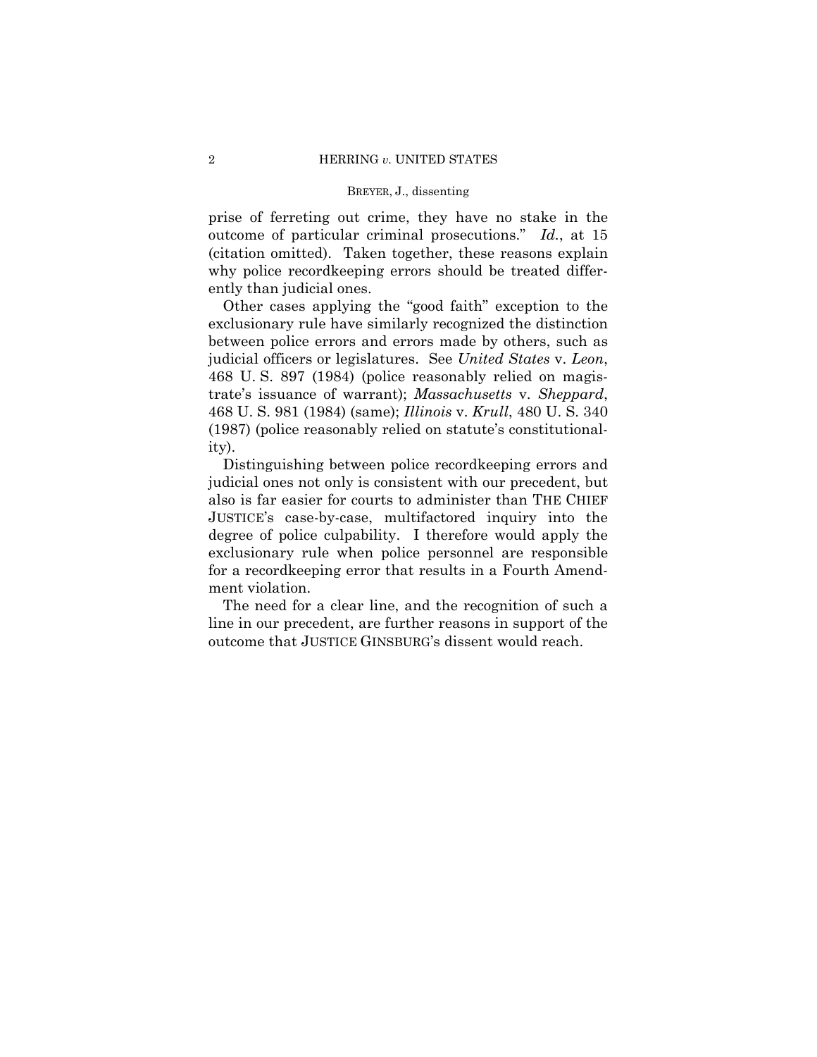prise of ferreting out crime, they have no stake in the outcome of particular criminal prosecutions." *Id.*, at 15 (citation omitted). Taken together, these reasons explain why police recordkeeping errors should be treated differently than judicial ones.

Other cases applying the "good faith" exception to the exclusionary rule have similarly recognized the distinction between police errors and errors made by others, such as judicial officers or legislatures. See *United States* v. *Leon*, 468 U. S. 897 (1984) (police reasonably relied on magistrate's issuance of warrant); *Massachusetts* v. *Sheppard*, 468 U. S. 981 (1984) (same); *Illinois* v. *Krull*, 480 U. S. 340 (1987) (police reasonably relied on statute's constitutionality).

Distinguishing between police recordkeeping errors and judicial ones not only is consistent with our precedent, but also is far easier for courts to administer than THE CHIEF JUSTICE's case-by-case, multifactored inquiry into the degree of police culpability. I therefore would apply the exclusionary rule when police personnel are responsible for a recordkeeping error that results in a Fourth Amendment violation.

The need for a clear line, and the recognition of such a line in our precedent, are further reasons in support of the outcome that JUSTICE GINSBURG's dissent would reach.